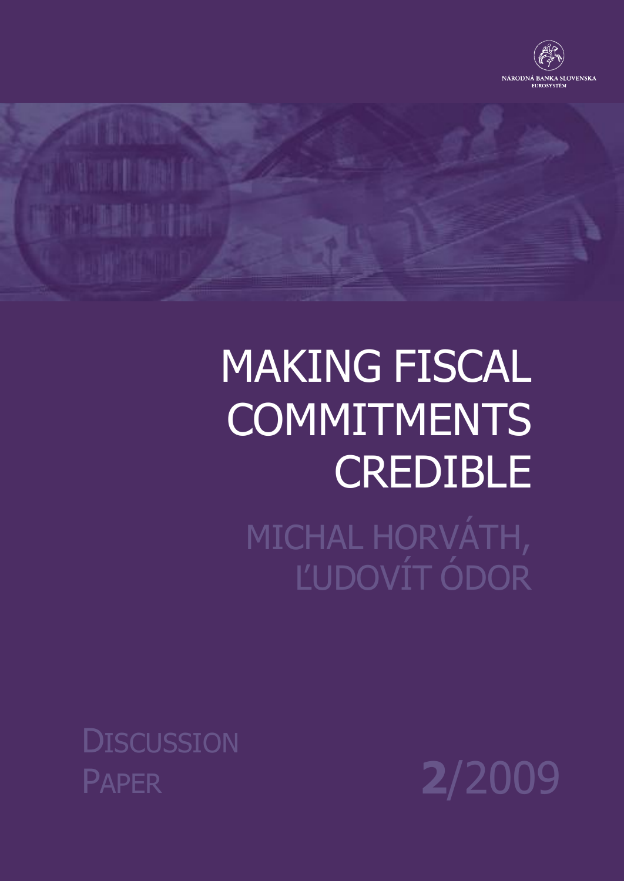NÁRODNÁ BANKA SLOVENSKA
EUROSYSTÉM

# MAKING FISCAL COMMITMENTS CREDIBLE

## MICHAL HORVÁTH, ĽUDOVÍT ÓDOR

DISCUSSION PAPER

**2**/2009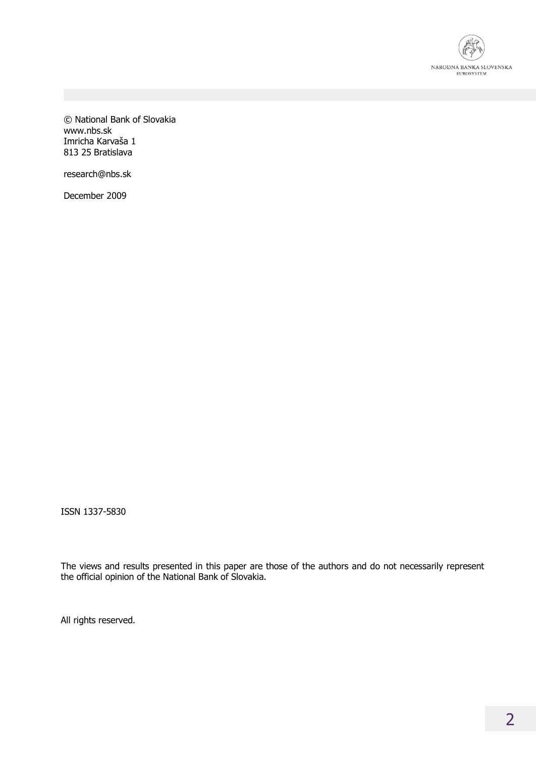© National Bank of Slovakia
www.nbs.sk
Imricha Karvaša 1
813 25 Bratislava

research@nbs.sk

December 2009

ISSN 1337-5830

The views and results presented in this paper are those of the authors and do not necessarily represent the official opinion of the National Bank of Slovakia.

All rights reserved.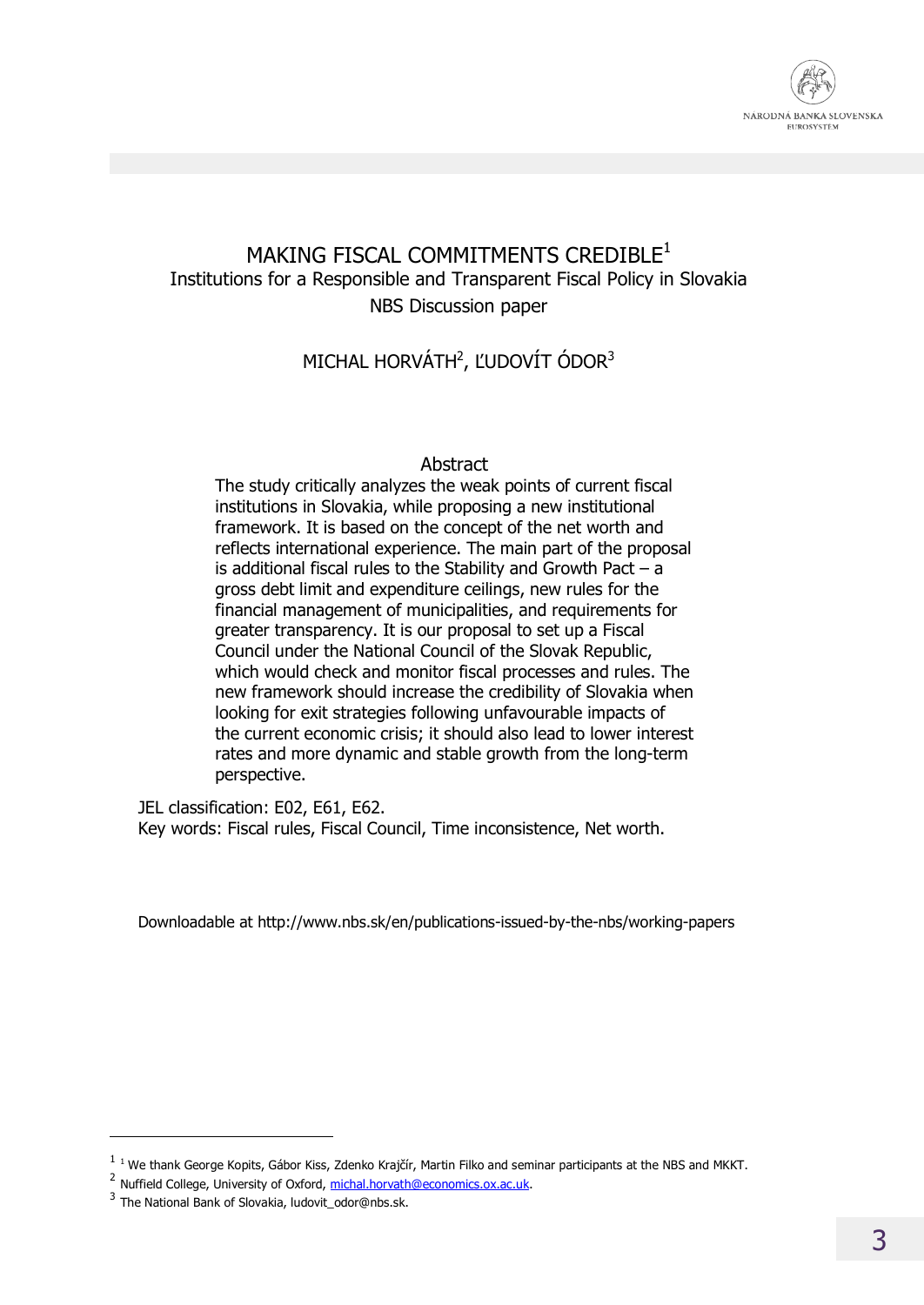# MAKING FISCAL COMMITMENTS CREDIBLE[1]

Institutions for a Responsible and Transparent Fiscal Policy in Slovakia

NBS Discussion paper

MICHAL HORVÁTH[2], ĽUDOVÍT ÓDOR[3]

## Abstract

The study critically analyzes the weak points of current fiscal institutions in Slovakia, while proposing a new institutional framework. It is based on the concept of the net worth and reflects international experience. The main part of the proposal is additional fiscal rules to the Stability and Growth Pact – a gross debt limit and expenditure ceilings, new rules for the financial management of municipalities, and requirements for greater transparency. It is our proposal to set up a Fiscal Council under the National Council of the Slovak Republic, which would check and monitor fiscal processes and rules. The new framework should increase the credibility of Slovakia when looking for exit strategies following unfavourable impacts of the current economic crisis; it should also lead to lower interest rates and more dynamic and stable growth from the long-term perspective.

JEL classification: E02, E61, E62.

Key words: Fiscal rules, Fiscal Council, Time inconsistence, Net worth.

Downloadable at http://www.nbs.sk/en/publications-issued-by-the-nbs/working-papers

---

[1] We thank George Kopits, Gábor Kiss, Zdenko Krajčír, Martin Filko and seminar participants at the NBS and MKKT.

[2] Nuffield College, University of Oxford, michal.horvath@economics.ox.ac.uk.

[3] The National Bank of Slovakia, ludovit_odor@nbs.sk.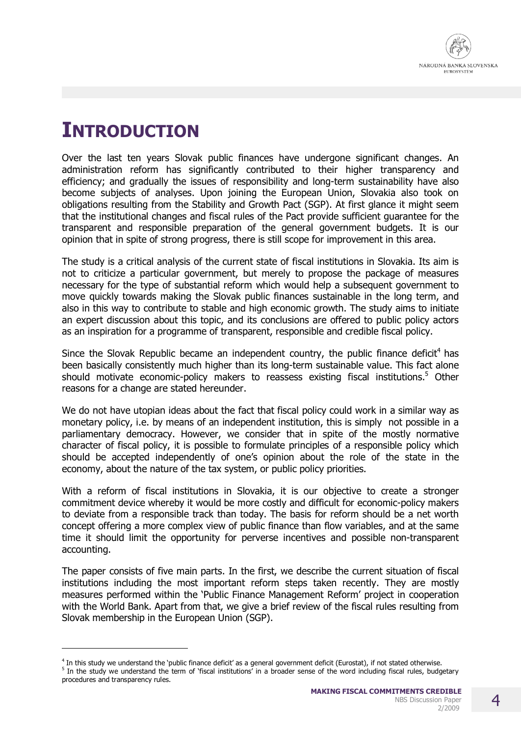# INTRODUCTION

Over the last ten years Slovak public finances have undergone significant changes. An administration reform has significantly contributed to their higher transparency and efficiency; and gradually the issues of responsibility and long-term sustainability have also become subjects of analyses. Upon joining the European Union, Slovakia also took on obligations resulting from the Stability and Growth Pact (SGP). At first glance it might seem that the institutional changes and fiscal rules of the Pact provide sufficient guarantee for the transparent and responsible preparation of the general government budgets. It is our opinion that in spite of strong progress, there is still scope for improvement in this area.

The study is a critical analysis of the current state of fiscal institutions in Slovakia. Its aim is not to criticize a particular government, but merely to propose the package of measures necessary for the type of substantial reform which would help a subsequent government to move quickly towards making the Slovak public finances sustainable in the long term, and also in this way to contribute to stable and high economic growth. The study aims to initiate an expert discussion about this topic, and its conclusions are offered to public policy actors as an inspiration for a programme of transparent, responsible and credible fiscal policy.

Since the Slovak Republic became an independent country, the public finance deficit[4] has been basically consistently much higher than its long-term sustainable value. This fact alone should motivate economic-policy makers to reassess existing fiscal institutions.[5] Other reasons for a change are stated hereunder.

We do not have utopian ideas about the fact that fiscal policy could work in a similar way as monetary policy, i.e. by means of an independent institution, this is simply not possible in a parliamentary democracy. However, we consider that in spite of the mostly normative character of fiscal policy, it is possible to formulate principles of a responsible policy which should be accepted independently of one's opinion about the role of the state in the economy, about the nature of the tax system, or public policy priorities.

With a reform of fiscal institutions in Slovakia, it is our objective to create a stronger commitment device whereby it would be more costly and difficult for economic-policy makers to deviate from a responsible track than today. The basis for reform should be a net worth concept offering a more complex view of public finance than flow variables, and at the same time it should limit the opportunity for perverse incentives and possible non-transparent accounting.

The paper consists of five main parts. In the first, we describe the current situation of fiscal institutions including the most important reform steps taken recently. They are mostly measures performed within the 'Public Finance Management Reform' project in cooperation with the World Bank. Apart from that, we give a brief review of the fiscal rules resulting from Slovak membership in the European Union (SGP).

---

[4] In this study we understand the 'public finance deficit' as a general government deficit (Eurostat), if not stated otherwise.

[5] In the study we understand the term of 'fiscal institutions' in a broader sense of the word including fiscal rules, budgetary procedures and transparency rules.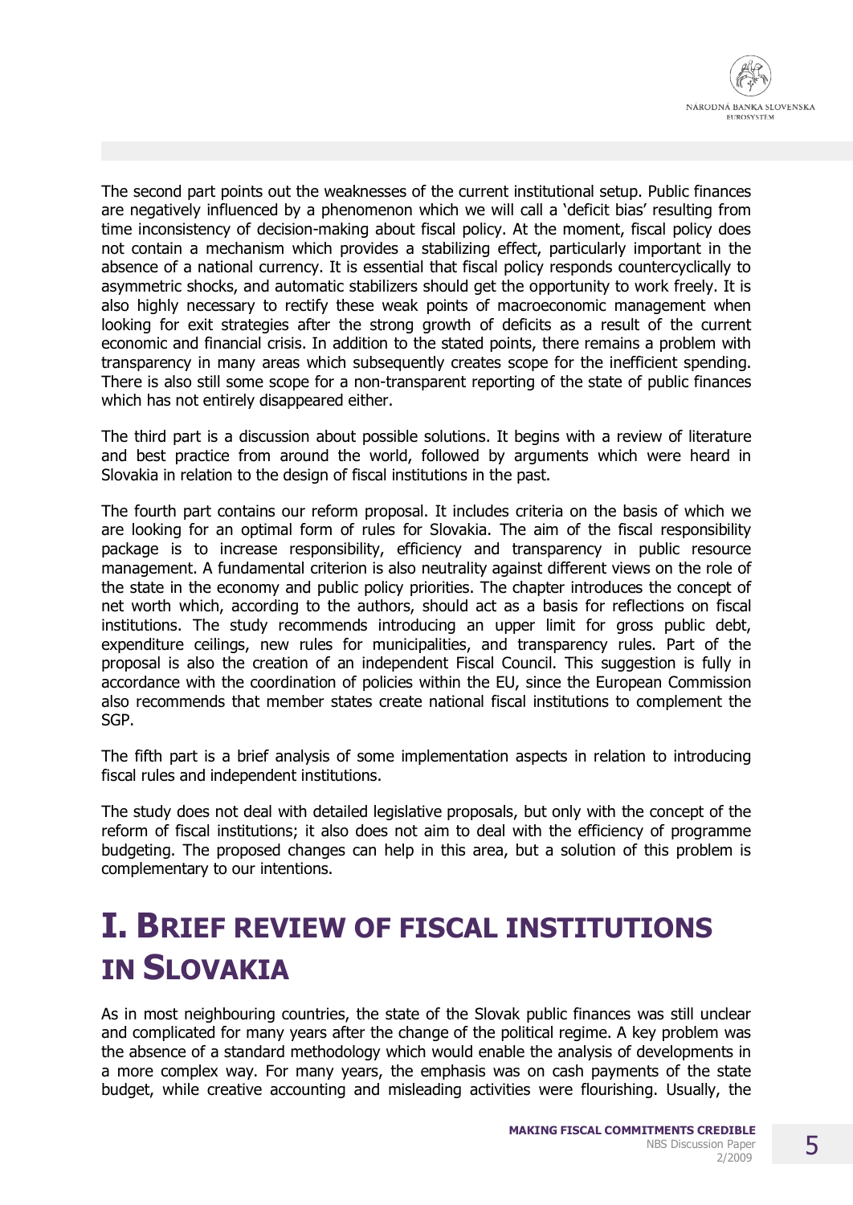The second part points out the weaknesses of the current institutional setup. Public finances are negatively influenced by a phenomenon which we will call a 'deficit bias' resulting from time inconsistency of decision-making about fiscal policy. At the moment, fiscal policy does not contain a mechanism which provides a stabilizing effect, particularly important in the absence of a national currency. It is essential that fiscal policy responds countercyclically to asymmetric shocks, and automatic stabilizers should get the opportunity to work freely. It is also highly necessary to rectify these weak points of macroeconomic management when looking for exit strategies after the strong growth of deficits as a result of the current economic and financial crisis. In addition to the stated points, there remains a problem with transparency in many areas which subsequently creates scope for the inefficient spending. There is also still some scope for a non-transparent reporting of the state of public finances which has not entirely disappeared either.

The third part is a discussion about possible solutions. It begins with a review of literature and best practice from around the world, followed by arguments which were heard in Slovakia in relation to the design of fiscal institutions in the past.

The fourth part contains our reform proposal. It includes criteria on the basis of which we are looking for an optimal form of rules for Slovakia. The aim of the fiscal responsibility package is to increase responsibility, efficiency and transparency in public resource management. A fundamental criterion is also neutrality against different views on the role of the state in the economy and public policy priorities. The chapter introduces the concept of net worth which, according to the authors, should act as a basis for reflections on fiscal institutions. The study recommends introducing an upper limit for gross public debt, expenditure ceilings, new rules for municipalities, and transparency rules. Part of the proposal is also the creation of an independent Fiscal Council. This suggestion is fully in accordance with the coordination of policies within the EU, since the European Commission also recommends that member states create national fiscal institutions to complement the SGP.

The fifth part is a brief analysis of some implementation aspects in relation to introducing fiscal rules and independent institutions.

The study does not deal with detailed legislative proposals, but only with the concept of the reform of fiscal institutions; it also does not aim to deal with the efficiency of programme budgeting. The proposed changes can help in this area, but a solution of this problem is complementary to our intentions.

# I. Brief review of fiscal institutions in Slovakia

As in most neighbouring countries, the state of the Slovak public finances was still unclear and complicated for many years after the change of the political regime. A key problem was the absence of a standard methodology which would enable the analysis of developments in a more complex way. For many years, the emphasis was on cash payments of the state budget, while creative accounting and misleading activities were flourishing. Usually, the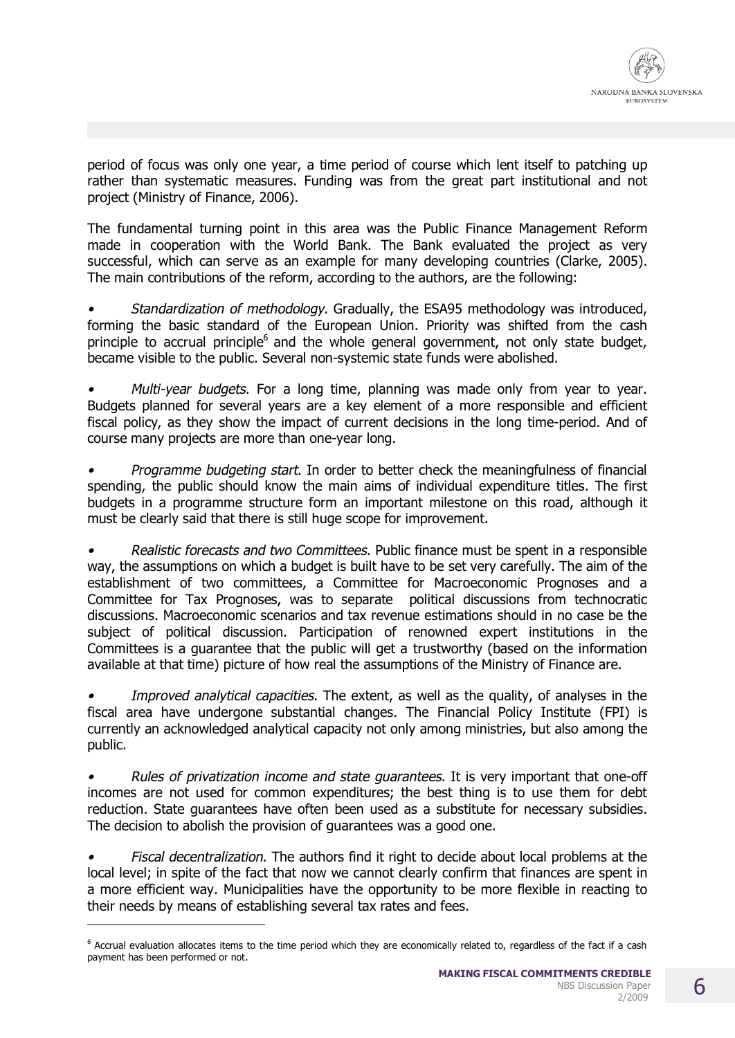period of focus was only one year, a time period of course which lent itself to patching up rather than systematic measures. Funding was from the great part institutional and not project (Ministry of Finance, 2006).

The fundamental turning point in this area was the Public Finance Management Reform made in cooperation with the World Bank. The Bank evaluated the project as very successful, which can serve as an example for many developing countries (Clarke, 2005). The main contributions of the reform, according to the authors, are the following:

- *Standardization of methodology*. Gradually, the ESA95 methodology was introduced, forming the basic standard of the European Union. Priority was shifted from the cash principle to accrual principle[6] and the whole general government, not only state budget, became visible to the public. Several non-systemic state funds were abolished.

- *Multi-year budgets*. For a long time, planning was made only from year to year. Budgets planned for several years are a key element of a more responsible and efficient fiscal policy, as they show the impact of current decisions in the long time-period. And of course many projects are more than one-year long.

- *Programme budgeting start*. In order to better check the meaningfulness of financial spending, the public should know the main aims of individual expenditure titles. The first budgets in a programme structure form an important milestone on this road, although it must be clearly said that there is still huge scope for improvement.

- *Realistic forecasts and two Committees*. Public finance must be spent in a responsible way, the assumptions on which a budget is built have to be set very carefully. The aim of the establishment of two committees, a Committee for Macroeconomic Prognoses and a Committee for Tax Prognoses, was to separate political discussions from technocratic discussions. Macroeconomic scenarios and tax revenue estimations should in no case be the subject of political discussion. Participation of renowned expert institutions in the Committees is a guarantee that the public will get a trustworthy (based on the information available at that time) picture of how real the assumptions of the Ministry of Finance are.

- *Improved analytical capacities*. The extent, as well as the quality, of analyses in the fiscal area have undergone substantial changes. The Financial Policy Institute (FPI) is currently an acknowledged analytical capacity not only among ministries, but also among the public.

- *Rules of privatization income and state guarantees*. It is very important that one-off incomes are not used for common expenditures; the best thing is to use them for debt reduction. State guarantees have often been used as a substitute for necessary subsidies. The decision to abolish the provision of guarantees was a good one.

- *Fiscal decentralization*. The authors find it right to decide about local problems at the local level; in spite of the fact that now we cannot clearly confirm that finances are spent in a more efficient way. Municipalities have the opportunity to be more flexible in reacting to their needs by means of establishing several tax rates and fees.

---

[6] Accrual evaluation allocates items to the time period which they are economically related to, regardless of the fact if a cash payment has been performed or not.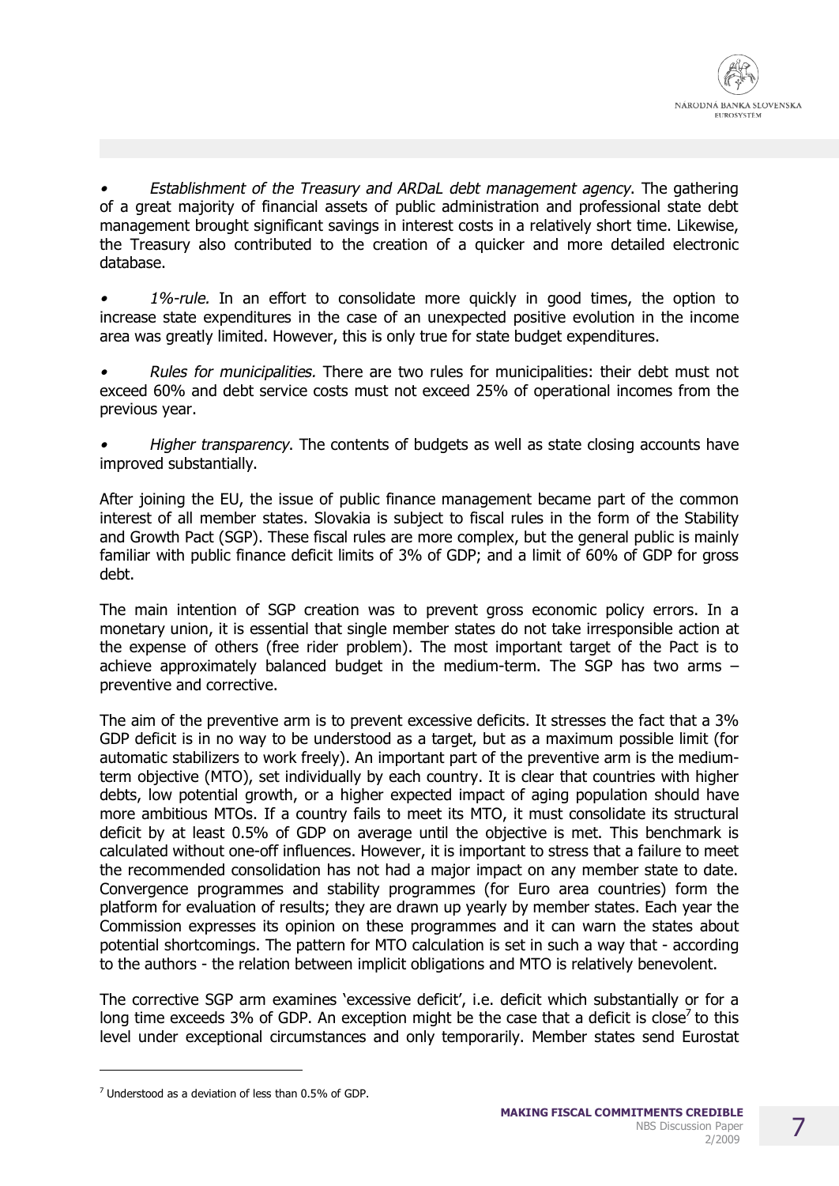- *Establishment of the Treasury and ARDaL debt management agency*. The gathering of a great majority of financial assets of public administration and professional state debt management brought significant savings in interest costs in a relatively short time. Likewise, the Treasury also contributed to the creation of a quicker and more detailed electronic database.

- *1%-rule.* In an effort to consolidate more quickly in good times, the option to increase state expenditures in the case of an unexpected positive evolution in the income area was greatly limited. However, this is only true for state budget expenditures.

- *Rules for municipalities.* There are two rules for municipalities: their debt must not exceed 60% and debt service costs must not exceed 25% of operational incomes from the previous year.

- *Higher transparency*. The contents of budgets as well as state closing accounts have improved substantially.

After joining the EU, the issue of public finance management became part of the common interest of all member states. Slovakia is subject to fiscal rules in the form of the Stability and Growth Pact (SGP). These fiscal rules are more complex, but the general public is mainly familiar with public finance deficit limits of 3% of GDP; and a limit of 60% of GDP for gross debt.

The main intention of SGP creation was to prevent gross economic policy errors. In a monetary union, it is essential that single member states do not take irresponsible action at the expense of others (free rider problem). The most important target of the Pact is to achieve approximately balanced budget in the medium-term. The SGP has two arms – preventive and corrective.

The aim of the preventive arm is to prevent excessive deficits. It stresses the fact that a 3% GDP deficit is in no way to be understood as a target, but as a maximum possible limit (for automatic stabilizers to work freely). An important part of the preventive arm is the medium-term objective (MTO), set individually by each country. It is clear that countries with higher debts, low potential growth, or a higher expected impact of aging population should have more ambitious MTOs. If a country fails to meet its MTO, it must consolidate its structural deficit by at least 0.5% of GDP on average until the objective is met. This benchmark is calculated without one-off influences. However, it is important to stress that a failure to meet the recommended consolidation has not had a major impact on any member state to date. Convergence programmes and stability programmes (for Euro area countries) form the platform for evaluation of results; they are drawn up yearly by member states. Each year the Commission expresses its opinion on these programmes and it can warn the states about potential shortcomings. The pattern for MTO calculation is set in such a way that - according to the authors - the relation between implicit obligations and MTO is relatively benevolent.

The corrective SGP arm examines 'excessive deficit', i.e. deficit which substantially or for a long time exceeds 3% of GDP. An exception might be the case that a deficit is close[7] to this level under exceptional circumstances and only temporarily. Member states send Eurostat

[7] Understood as a deviation of less than 0.5% of GDP.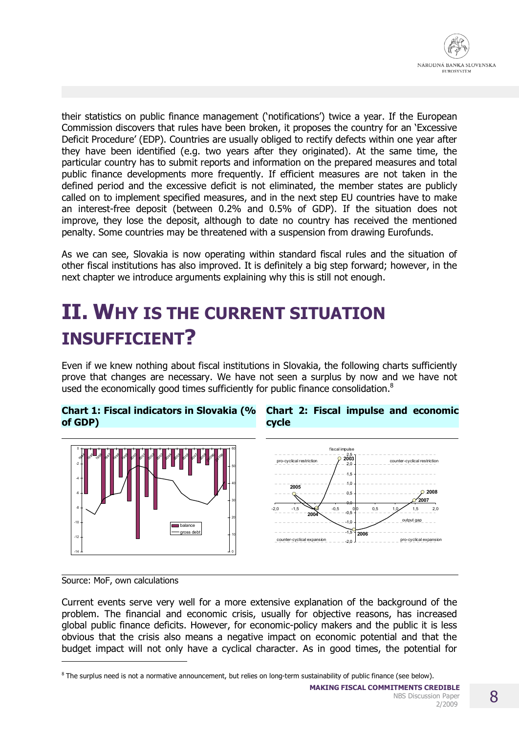their statistics on public finance management ('notifications') twice a year. If the European Commission discovers that rules have been broken, it proposes the country for an 'Excessive Deficit Procedure' (EDP). Countries are usually obliged to rectify defects within one year after they have been identified (e.g. two years after they originated). At the same time, the particular country has to submit reports and information on the prepared measures and total public finance developments more frequently. If efficient measures are not taken in the defined period and the excessive deficit is not eliminated, the member states are publicly called on to implement specified measures, and in the next step EU countries have to make an interest-free deposit (between 0.2% and 0.5% of GDP). If the situation does not improve, they lose the deposit, although to date no country has received the mentioned penalty. Some countries may be threatened with a suspension from drawing Eurofunds.

As we can see, Slovakia is now operating within standard fiscal rules and the situation of other fiscal institutions has also improved. It is definitely a big step forward; however, in the next chapter we introduce arguments explaining why this is still not enough.

# II. WHY IS THE CURRENT SITUATION INSUFFICIENT?

Even if we knew nothing about fiscal institutions in Slovakia, the following charts sufficiently prove that changes are necessary. We have not seen a surplus by now and we have not used the economically good times sufficiently for public finance consolidation.[8]

**Chart 1: Fiscal indicators in Slovakia (% of GDP)**

**Chart 2: Fiscal impulse and economic cycle**

Source: MoF, own calculations

Current events serve very well for a more extensive explanation of the background of the problem. The financial and economic crisis, usually for objective reasons, has increased global public finance deficits. However, for economic-policy makers and the public it is less obvious that the crisis also means a negative impact on economic potential and that the budget impact will not only have a cyclical character. As in good times, the potential for

[8] The surplus need is not a normative announcement, but relies on long-term sustainability of public finance (see below).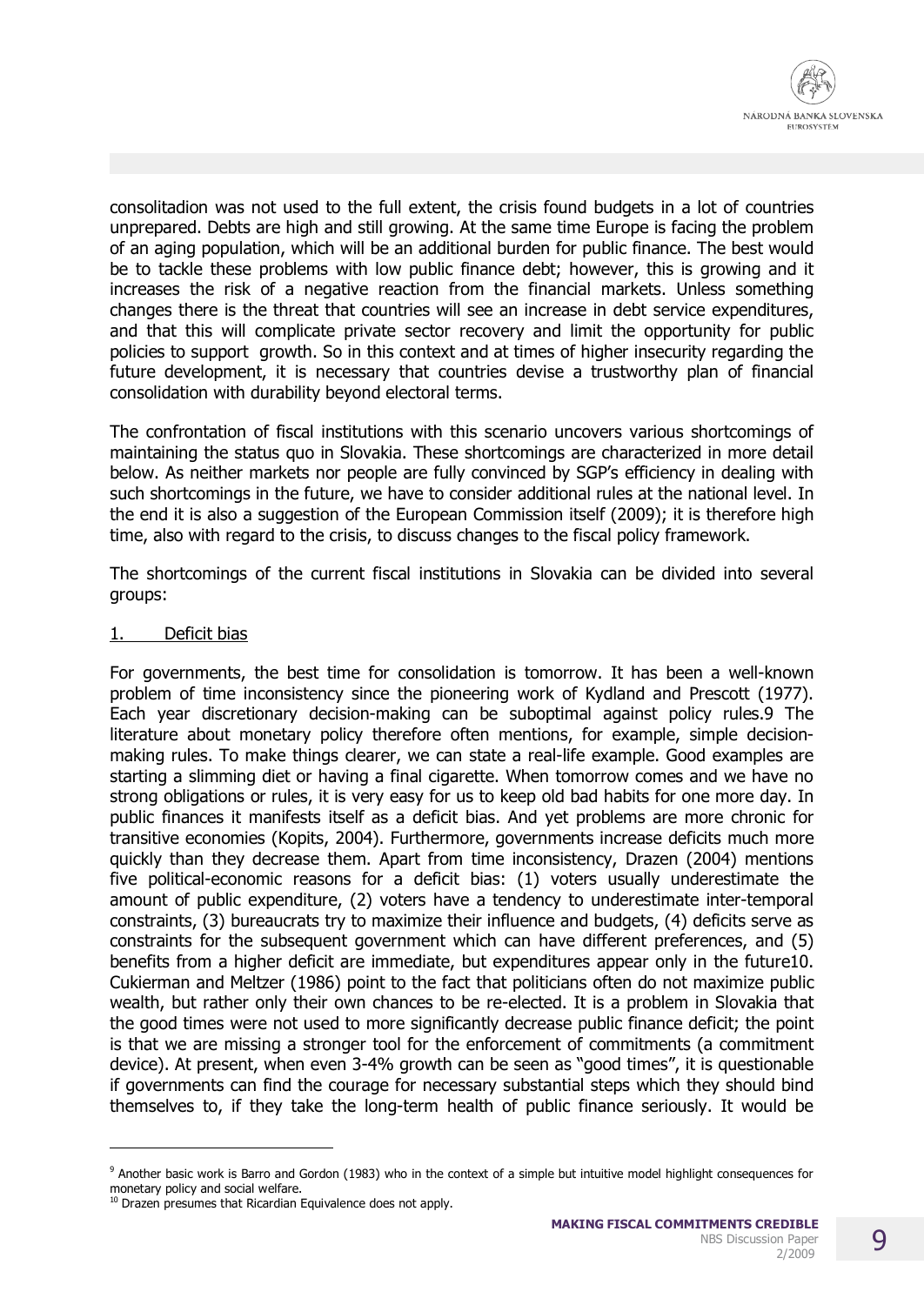consolitadion was not used to the full extent, the crisis found budgets in a lot of countries unprepared. Debts are high and still growing. At the same time Europe is facing the problem of an aging population, which will be an additional burden for public finance. The best would be to tackle these problems with low public finance debt; however, this is growing and it increases the risk of a negative reaction from the financial markets. Unless something changes there is the threat that countries will see an increase in debt service expenditures, and that this will complicate private sector recovery and limit the opportunity for public policies to support growth. So in this context and at times of higher insecurity regarding the future development, it is necessary that countries devise a trustworthy plan of financial consolidation with durability beyond electoral terms.

The confrontation of fiscal institutions with this scenario uncovers various shortcomings of maintaining the status quo in Slovakia. These shortcomings are characterized in more detail below. As neither markets nor people are fully convinced by SGP's efficiency in dealing with such shortcomings in the future, we have to consider additional rules at the national level. In the end it is also a suggestion of the European Commission itself (2009); it is therefore high time, also with regard to the crisis, to discuss changes to the fiscal policy framework.

The shortcomings of the current fiscal institutions in Slovakia can be divided into several groups:

1. Deficit bias

For governments, the best time for consolidation is tomorrow. It has been a well-known problem of time inconsistency since the pioneering work of Kydland and Prescott (1977). Each year discretionary decision-making can be suboptimal against policy rules.[9] The literature about monetary policy therefore often mentions, for example, simple decision-making rules. To make things clearer, we can state a real-life example. Good examples are starting a slimming diet or having a final cigarette. When tomorrow comes and we have no strong obligations or rules, it is very easy for us to keep old bad habits for one more day. In public finances it manifests itself as a deficit bias. And yet problems are more chronic for transitive economies (Kopits, 2004). Furthermore, governments increase deficits much more quickly than they decrease them. Apart from time inconsistency, Drazen (2004) mentions five political-economic reasons for a deficit bias: (1) voters usually underestimate the amount of public expenditure, (2) voters have a tendency to underestimate inter-temporal constraints, (3) bureaucrats try to maximize their influence and budgets, (4) deficits serve as constraints for the subsequent government which can have different preferences, and (5) benefits from a higher deficit are immediate, but expenditures appear only in the future[10]. Cukierman and Meltzer (1986) point to the fact that politicians often do not maximize public wealth, but rather only their own chances to be re-elected. It is a problem in Slovakia that the good times were not used to more significantly decrease public finance deficit; the point is that we are missing a stronger tool for the enforcement of commitments (a commitment device). At present, when even 3-4% growth can be seen as "good times", it is questionable if governments can find the courage for necessary substantial steps which they should bind themselves to, if they take the long-term health of public finance seriously. It would be

[9] Another basic work is Barro and Gordon (1983) who in the context of a simple but intuitive model highlight consequences for monetary policy and social welfare.

[10] Drazen presumes that Ricardian Equivalence does not apply.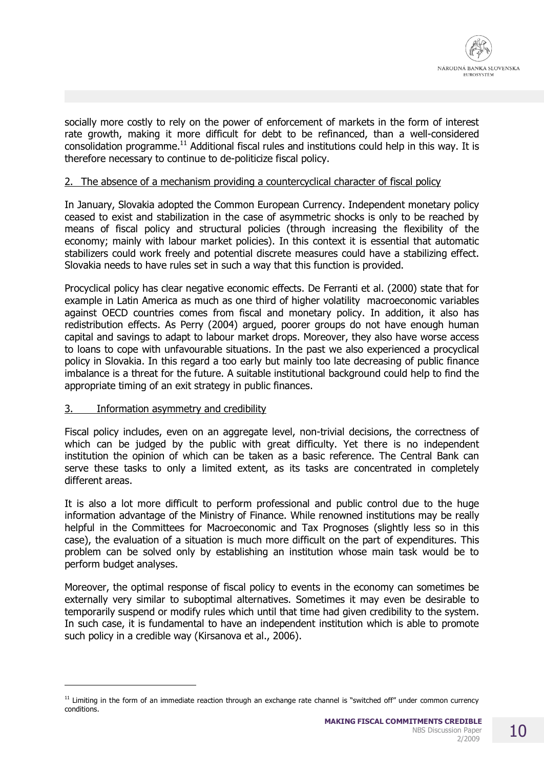socially more costly to rely on the power of enforcement of markets in the form of interest rate growth, making it more difficult for debt to be refinanced, than a well-considered consolidation programme.[11] Additional fiscal rules and institutions could help in this way. It is therefore necessary to continue to de-politicize fiscal policy.

2. The absence of a mechanism providing a countercyclical character of fiscal policy

In January, Slovakia adopted the Common European Currency. Independent monetary policy ceased to exist and stabilization in the case of asymmetric shocks is only to be reached by means of fiscal policy and structural policies (through increasing the flexibility of the economy; mainly with labour market policies). In this context it is essential that automatic stabilizers could work freely and potential discrete measures could have a stabilizing effect. Slovakia needs to have rules set in such a way that this function is provided.

Procyclical policy has clear negative economic effects. De Ferranti et al. (2000) state that for example in Latin America as much as one third of higher volatility macroeconomic variables against OECD countries comes from fiscal and monetary policy. In addition, it also has redistribution effects. As Perry (2004) argued, poorer groups do not have enough human capital and savings to adapt to labour market drops. Moreover, they also have worse access to loans to cope with unfavourable situations. In the past we also experienced a procyclical policy in Slovakia. In this regard a too early but mainly too late decreasing of public finance imbalance is a threat for the future. A suitable institutional background could help to find the appropriate timing of an exit strategy in public finances.

3. Information asymmetry and credibility

Fiscal policy includes, even on an aggregate level, non-trivial decisions, the correctness of which can be judged by the public with great difficulty. Yet there is no independent institution the opinion of which can be taken as a basic reference. The Central Bank can serve these tasks to only a limited extent, as its tasks are concentrated in completely different areas.

It is also a lot more difficult to perform professional and public control due to the huge information advantage of the Ministry of Finance. While renowned institutions may be really helpful in the Committees for Macroeconomic and Tax Prognoses (slightly less so in this case), the evaluation of a situation is much more difficult on the part of expenditures. This problem can be solved only by establishing an institution whose main task would be to perform budget analyses.

Moreover, the optimal response of fiscal policy to events in the economy can sometimes be externally very similar to suboptimal alternatives. Sometimes it may even be desirable to temporarily suspend or modify rules which until that time had given credibility to the system. In such case, it is fundamental to have an independent institution which is able to promote such policy in a credible way (Kirsanova et al., 2006).

[11] Limiting in the form of an immediate reaction through an exchange rate channel is "switched off" under common currency conditions.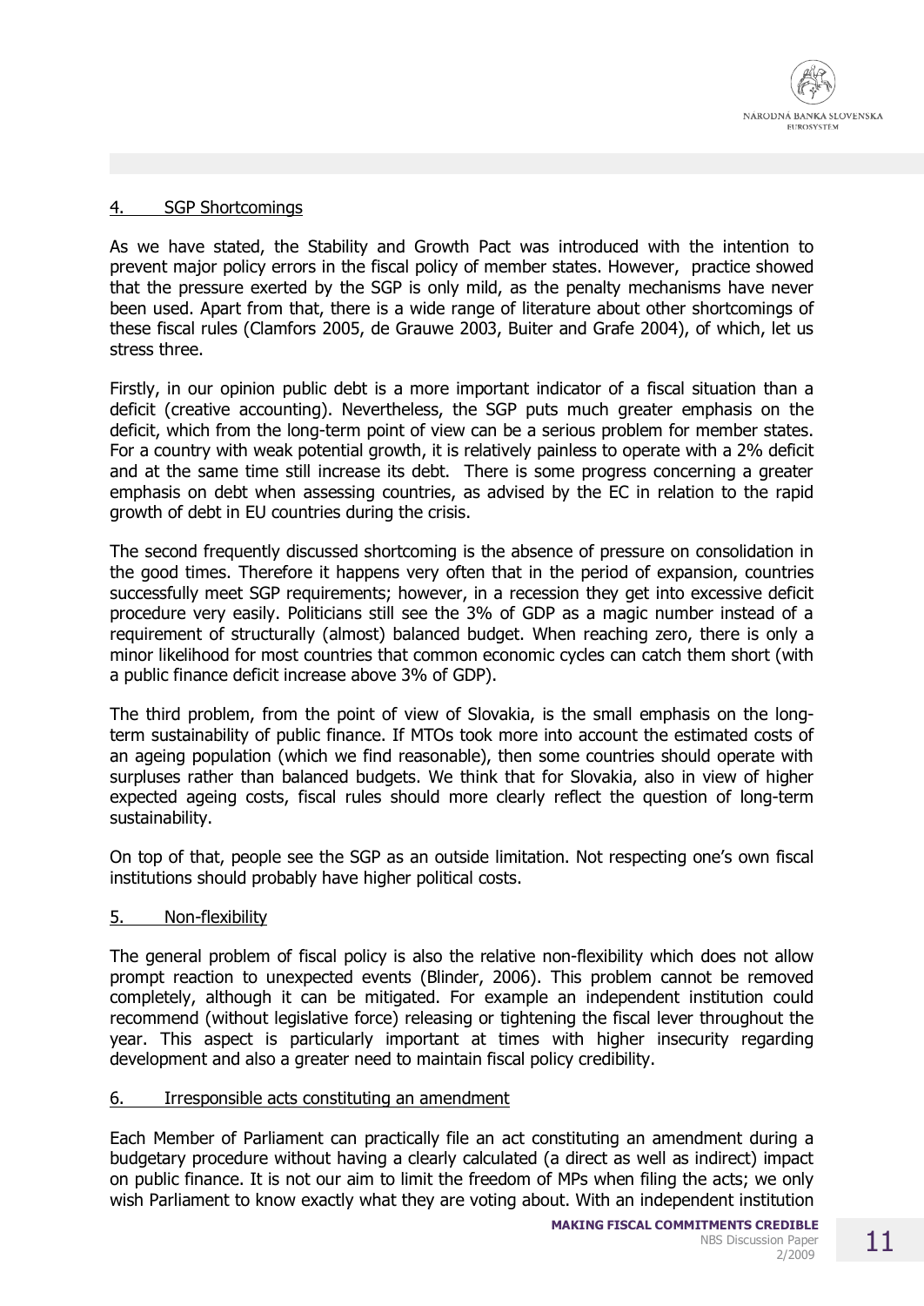## 4. SGP Shortcomings

As we have stated, the Stability and Growth Pact was introduced with the intention to prevent major policy errors in the fiscal policy of member states. However, practice showed that the pressure exerted by the SGP is only mild, as the penalty mechanisms have never been used. Apart from that, there is a wide range of literature about other shortcomings of these fiscal rules (Clamfors 2005, de Grauwe 2003, Buiter and Grafe 2004), of which, let us stress three.

Firstly, in our opinion public debt is a more important indicator of a fiscal situation than a deficit (creative accounting). Nevertheless, the SGP puts much greater emphasis on the deficit, which from the long-term point of view can be a serious problem for member states. For a country with weak potential growth, it is relatively painless to operate with a 2% deficit and at the same time still increase its debt. There is some progress concerning a greater emphasis on debt when assessing countries, as advised by the EC in relation to the rapid growth of debt in EU countries during the crisis.

The second frequently discussed shortcoming is the absence of pressure on consolidation in the good times. Therefore it happens very often that in the period of expansion, countries successfully meet SGP requirements; however, in a recession they get into excessive deficit procedure very easily. Politicians still see the 3% of GDP as a magic number instead of a requirement of structurally (almost) balanced budget. When reaching zero, there is only a minor likelihood for most countries that common economic cycles can catch them short (with a public finance deficit increase above 3% of GDP).

The third problem, from the point of view of Slovakia, is the small emphasis on the long-term sustainability of public finance. If MTOs took more into account the estimated costs of an ageing population (which we find reasonable), then some countries should operate with surpluses rather than balanced budgets. We think that for Slovakia, also in view of higher expected ageing costs, fiscal rules should more clearly reflect the question of long-term sustainability.

On top of that, people see the SGP as an outside limitation. Not respecting one's own fiscal institutions should probably have higher political costs.

## 5. Non-flexibility

The general problem of fiscal policy is also the relative non-flexibility which does not allow prompt reaction to unexpected events (Blinder, 2006). This problem cannot be removed completely, although it can be mitigated. For example an independent institution could recommend (without legislative force) releasing or tightening the fiscal lever throughout the year. This aspect is particularly important at times with higher insecurity regarding development and also a greater need to maintain fiscal policy credibility.

## 6. Irresponsible acts constituting an amendment

Each Member of Parliament can practically file an act constituting an amendment during a budgetary procedure without having a clearly calculated (a direct as well as indirect) impact on public finance. It is not our aim to limit the freedom of MPs when filing the acts; we only wish Parliament to know exactly what they are voting about. With an independent institution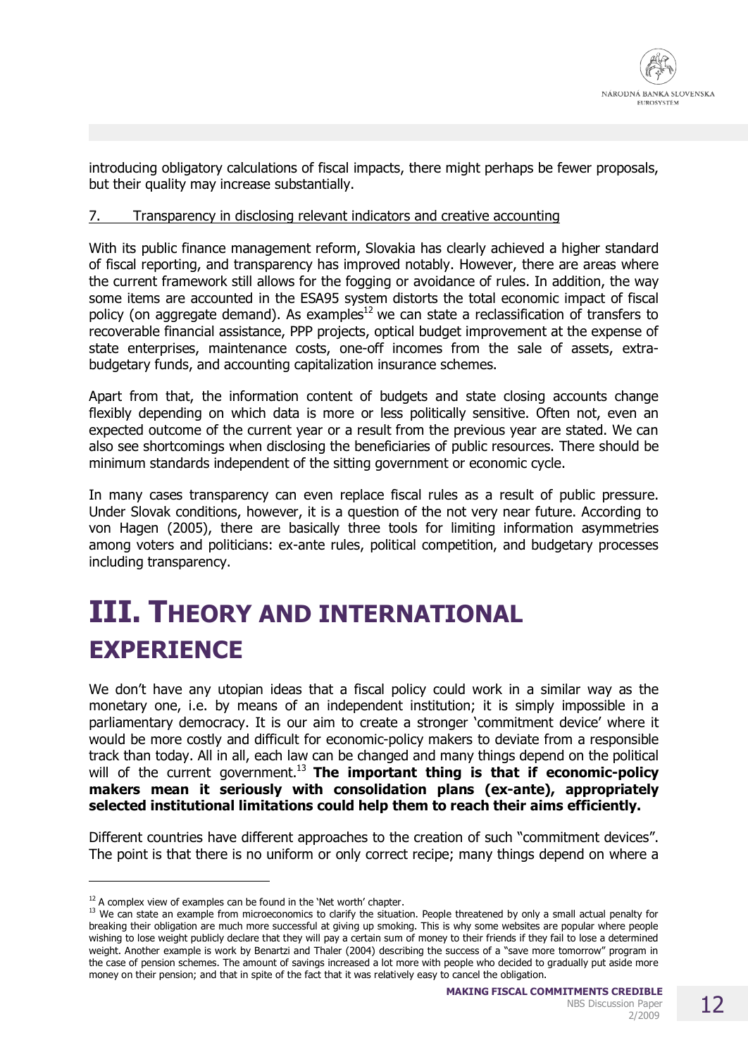introducing obligatory calculations of fiscal impacts, there might perhaps be fewer proposals, but their quality may increase substantially.

7. Transparency in disclosing relevant indicators and creative accounting

With its public finance management reform, Slovakia has clearly achieved a higher standard of fiscal reporting, and transparency has improved notably. However, there are areas where the current framework still allows for the fogging or avoidance of rules. In addition, the way some items are accounted in the ESA95 system distorts the total economic impact of fiscal policy (on aggregate demand). As examples[12] we can state a reclassification of transfers to recoverable financial assistance, PPP projects, optical budget improvement at the expense of state enterprises, maintenance costs, one-off incomes from the sale of assets, extra-budgetary funds, and accounting capitalization insurance schemes.

Apart from that, the information content of budgets and state closing accounts change flexibly depending on which data is more or less politically sensitive. Often not, even an expected outcome of the current year or a result from the previous year are stated. We can also see shortcomings when disclosing the beneficiaries of public resources. There should be minimum standards independent of the sitting government or economic cycle.

In many cases transparency can even replace fiscal rules as a result of public pressure. Under Slovak conditions, however, it is a question of the not very near future. According to von Hagen (2005), there are basically three tools for limiting information asymmetries among voters and politicians: ex-ante rules, political competition, and budgetary processes including transparency.

# III. THEORY AND INTERNATIONAL EXPERIENCE

We don't have any utopian ideas that a fiscal policy could work in a similar way as the monetary one, i.e. by means of an independent institution; it is simply impossible in a parliamentary democracy. It is our aim to create a stronger 'commitment device' where it would be more costly and difficult for economic-policy makers to deviate from a responsible track than today. All in all, each law can be changed and many things depend on the political will of the current government.[13] **The important thing is that if economic-policy makers mean it seriously with consolidation plans (ex-ante), appropriately selected institutional limitations could help them to reach their aims efficiently.**

Different countries have different approaches to the creation of such "commitment devices". The point is that there is no uniform or only correct recipe; many things depend on where a

---

[12] A complex view of examples can be found in the 'Net worth' chapter.

[13] We can state an example from microeconomics to clarify the situation. People threatened by only a small actual penalty for breaking their obligation are much more successful at giving up smoking. This is why some websites are popular where people wishing to lose weight publicly declare that they will pay a certain sum of money to their friends if they fail to lose a determined weight. Another example is work by Benartzi and Thaler (2004) describing the success of a "save more tomorrow" program in the case of pension schemes. The amount of savings increased a lot more with people who decided to gradually put aside more money on their pension; and that in spite of the fact that it was relatively easy to cancel the obligation.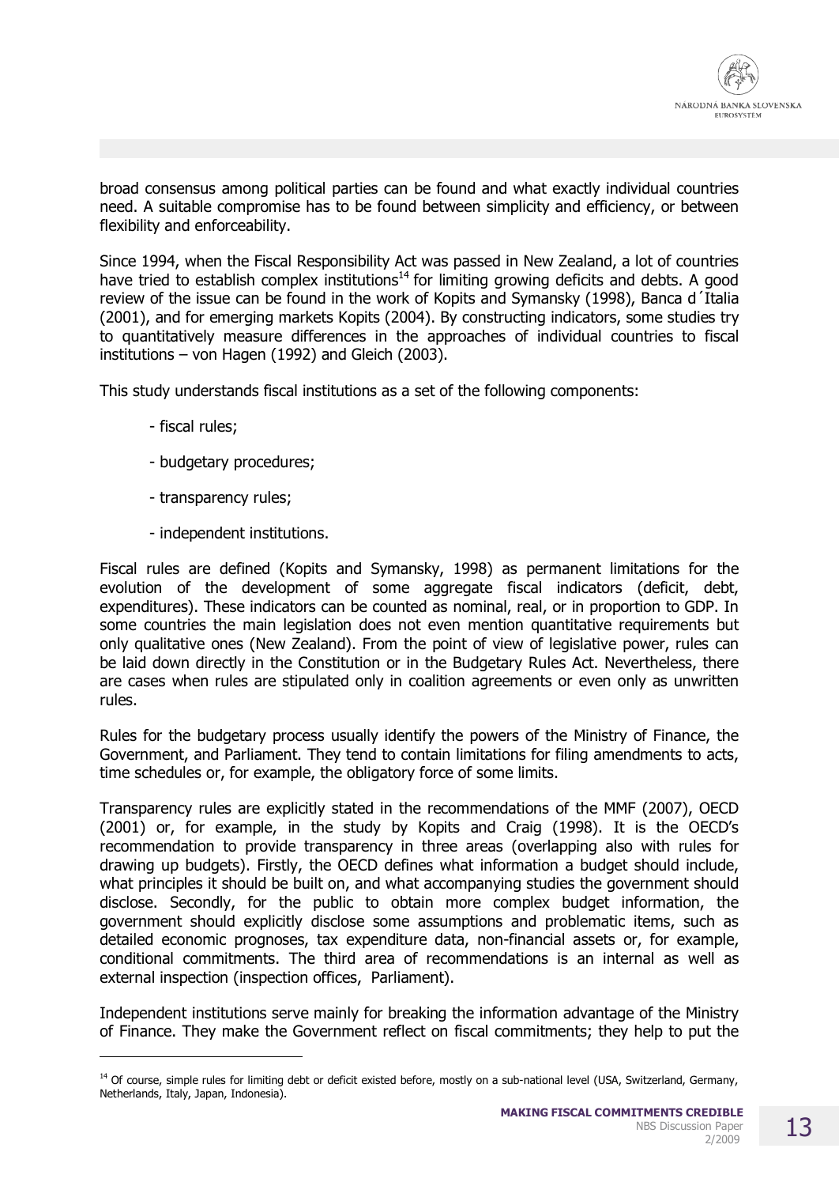broad consensus among political parties can be found and what exactly individual countries need. A suitable compromise has to be found between simplicity and efficiency, or between flexibility and enforceability.

Since 1994, when the Fiscal Responsibility Act was passed in New Zealand, a lot of countries have tried to establish complex institutions[14] for limiting growing deficits and debts. A good review of the issue can be found in the work of Kopits and Symansky (1998), Banca d´Italia (2001), and for emerging markets Kopits (2004). By constructing indicators, some studies try to quantitatively measure differences in the approaches of individual countries to fiscal institutions – von Hagen (1992) and Gleich (2003).

This study understands fiscal institutions as a set of the following components:

- fiscal rules;
- budgetary procedures;
- transparency rules;
- independent institutions.

Fiscal rules are defined (Kopits and Symansky, 1998) as permanent limitations for the evolution of the development of some aggregate fiscal indicators (deficit, debt, expenditures). These indicators can be counted as nominal, real, or in proportion to GDP. In some countries the main legislation does not even mention quantitative requirements but only qualitative ones (New Zealand). From the point of view of legislative power, rules can be laid down directly in the Constitution or in the Budgetary Rules Act. Nevertheless, there are cases when rules are stipulated only in coalition agreements or even only as unwritten rules.

Rules for the budgetary process usually identify the powers of the Ministry of Finance, the Government, and Parliament. They tend to contain limitations for filing amendments to acts, time schedules or, for example, the obligatory force of some limits.

Transparency rules are explicitly stated in the recommendations of the MMF (2007), OECD (2001) or, for example, in the study by Kopits and Craig (1998). It is the OECD's recommendation to provide transparency in three areas (overlapping also with rules for drawing up budgets). Firstly, the OECD defines what information a budget should include, what principles it should be built on, and what accompanying studies the government should disclose. Secondly, for the public to obtain more complex budget information, the government should explicitly disclose some assumptions and problematic items, such as detailed economic prognoses, tax expenditure data, non-financial assets or, for example, conditional commitments. The third area of recommendations is an internal as well as external inspection (inspection offices, Parliament).

Independent institutions serve mainly for breaking the information advantage of the Ministry of Finance. They make the Government reflect on fiscal commitments; they help to put the

[14] Of course, simple rules for limiting debt or deficit existed before, mostly on a sub-national level (USA, Switzerland, Germany, Netherlands, Italy, Japan, Indonesia).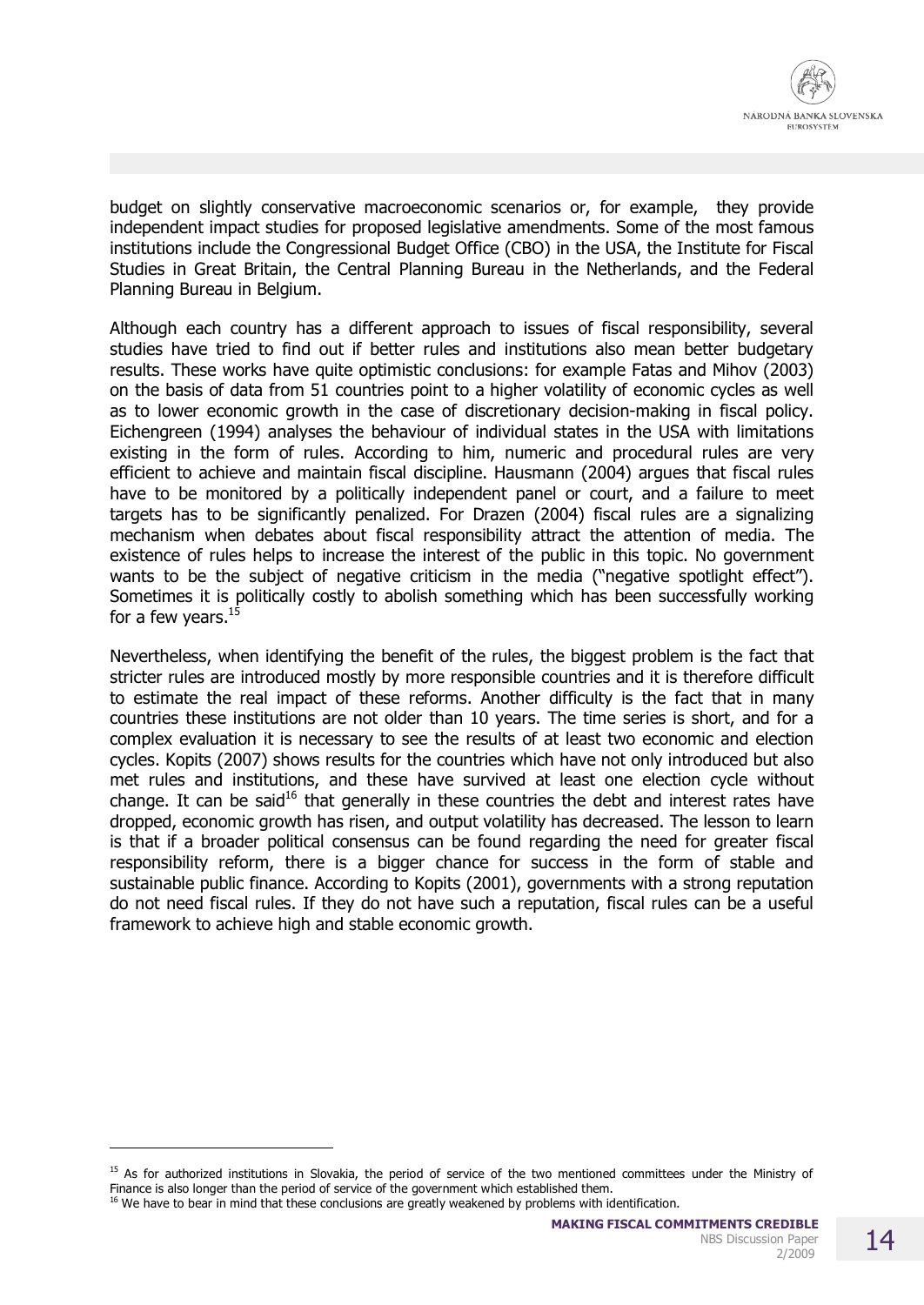budget on slightly conservative macroeconomic scenarios or, for example, they provide independent impact studies for proposed legislative amendments. Some of the most famous institutions include the Congressional Budget Office (CBO) in the USA, the Institute for Fiscal Studies in Great Britain, the Central Planning Bureau in the Netherlands, and the Federal Planning Bureau in Belgium.

Although each country has a different approach to issues of fiscal responsibility, several studies have tried to find out if better rules and institutions also mean better budgetary results. These works have quite optimistic conclusions: for example Fatas and Mihov (2003) on the basis of data from 51 countries point to a higher volatility of economic cycles as well as to lower economic growth in the case of discretionary decision-making in fiscal policy. Eichengreen (1994) analyses the behaviour of individual states in the USA with limitations existing in the form of rules. According to him, numeric and procedural rules are very efficient to achieve and maintain fiscal discipline. Hausmann (2004) argues that fiscal rules have to be monitored by a politically independent panel or court, and a failure to meet targets has to be significantly penalized. For Drazen (2004) fiscal rules are a signalizing mechanism when debates about fiscal responsibility attract the attention of media. The existence of rules helps to increase the interest of the public in this topic. No government wants to be the subject of negative criticism in the media ("negative spotlight effect"). Sometimes it is politically costly to abolish something which has been successfully working for a few years.[15]

Nevertheless, when identifying the benefit of the rules, the biggest problem is the fact that stricter rules are introduced mostly by more responsible countries and it is therefore difficult to estimate the real impact of these reforms. Another difficulty is the fact that in many countries these institutions are not older than 10 years. The time series is short, and for a complex evaluation it is necessary to see the results of at least two economic and election cycles. Kopits (2007) shows results for the countries which have not only introduced but also met rules and institutions, and these have survived at least one election cycle without change. It can be said[16] that generally in these countries the debt and interest rates have dropped, economic growth has risen, and output volatility has decreased. The lesson to learn is that if a broader political consensus can be found regarding the need for greater fiscal responsibility reform, there is a bigger chance for success in the form of stable and sustainable public finance. According to Kopits (2001), governments with a strong reputation do not need fiscal rules. If they do not have such a reputation, fiscal rules can be a useful framework to achieve high and stable economic growth.

---

[15] As for authorized institutions in Slovakia, the period of service of the two mentioned committees under the Ministry of Finance is also longer than the period of service of the government which established them.

[16] We have to bear in mind that these conclusions are greatly weakened by problems with identification.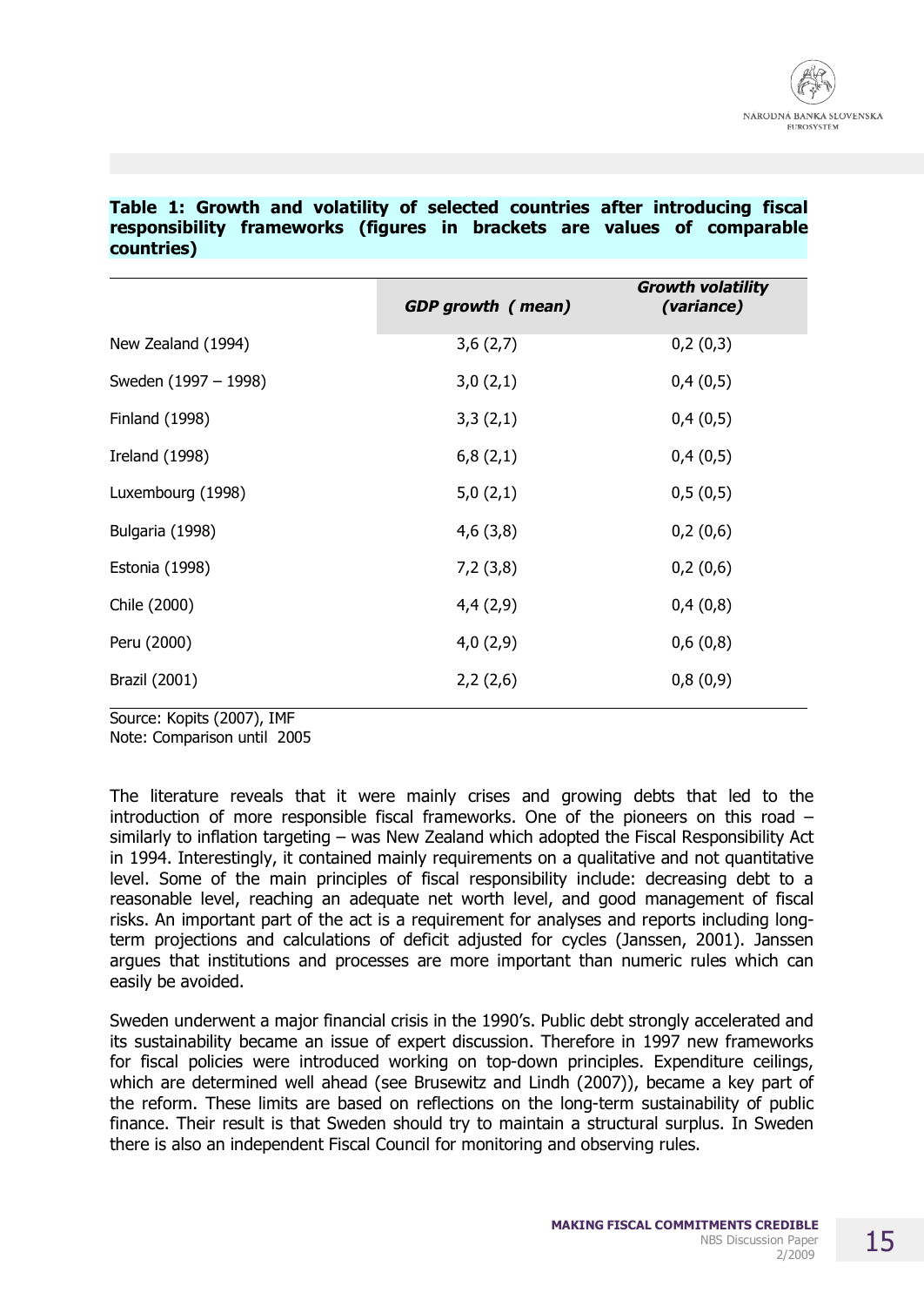**Table 1: Growth and volatility of selected countries after introducing fiscal responsibility frameworks (figures in brackets are values of comparable countries)**

| | *GDP growth (mean)* | *Growth volatility (variance)* |
|---|---|---|
| New Zealand (1994) | 3,6 (2,7) | 0,2 (0,3) |
| Sweden (1997 – 1998) | 3,0 (2,1) | 0,4 (0,5) |
| Finland (1998) | 3,3 (2,1) | 0,4 (0,5) |
| Ireland (1998) | 6,8 (2,1) | 0,4 (0,5) |
| Luxembourg (1998) | 5,0 (2,1) | 0,5 (0,5) |
| Bulgaria (1998) | 4,6 (3,8) | 0,2 (0,6) |
| Estonia (1998) | 7,2 (3,8) | 0,2 (0,6) |
| Chile (2000) | 4,4 (2,9) | 0,4 (0,8) |
| Peru (2000) | 4,0 (2,9) | 0,6 (0,8) |
| Brazil (2001) | 2,2 (2,6) | 0,8 (0,9) |

Source: Kopits (2007), IMF
Note: Comparison until 2005

The literature reveals that it were mainly crises and growing debts that led to the introduction of more responsible fiscal frameworks. One of the pioneers on this road – similarly to inflation targeting – was New Zealand which adopted the Fiscal Responsibility Act in 1994. Interestingly, it contained mainly requirements on a qualitative and not quantitative level. Some of the main principles of fiscal responsibility include: decreasing debt to a reasonable level, reaching an adequate net worth level, and good management of fiscal risks. An important part of the act is a requirement for analyses and reports including long-term projections and calculations of deficit adjusted for cycles (Janssen, 2001). Janssen argues that institutions and processes are more important than numeric rules which can easily be avoided.

Sweden underwent a major financial crisis in the 1990's. Public debt strongly accelerated and its sustainability became an issue of expert discussion. Therefore in 1997 new frameworks for fiscal policies were introduced working on top-down principles. Expenditure ceilings, which are determined well ahead (see Brusewitz and Lindh (2007)), became a key part of the reform. These limits are based on reflections on the long-term sustainability of public finance. Their result is that Sweden should try to maintain a structural surplus. In Sweden there is also an independent Fiscal Council for monitoring and observing rules.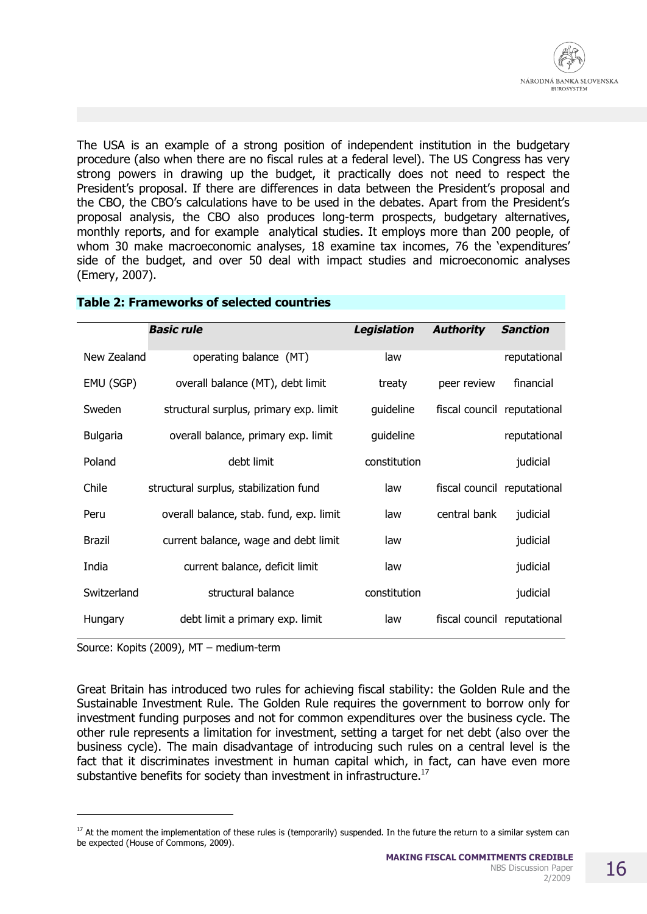The USA is an example of a strong position of independent institution in the budgetary procedure (also when there are no fiscal rules at a federal level). The US Congress has very strong powers in drawing up the budget, it practically does not need to respect the President's proposal. If there are differences in data between the President's proposal and the CBO, the CBO's calculations have to be used in the debates. Apart from the President's proposal analysis, the CBO also produces long-term prospects, budgetary alternatives, monthly reports, and for example analytical studies. It employs more than 200 people, of whom 30 make macroeconomic analyses, 18 examine tax incomes, 76 the 'expenditures' side of the budget, and over 50 deal with impact studies and microeconomic analyses (Emery, 2007).

**Table 2: Frameworks of selected countries**

| | ***Basic rule*** | ***Legislation*** | ***Authority*** | ***Sanction*** |
|---|---|---|---|---|
| New Zealand | operating balance (MT) | law | | reputational |
| EMU (SGP) | overall balance (MT), debt limit | treaty | peer review | financial |
| Sweden | structural surplus, primary exp. limit | guideline | fiscal council | reputational |
| Bulgaria | overall balance, primary exp. limit | guideline | | reputational |
| Poland | debt limit | constitution | | judicial |
| Chile | structural surplus, stabilization fund | law | fiscal council | reputational |
| Peru | overall balance, stab. fund, exp. limit | law | central bank | judicial |
| Brazil | current balance, wage and debt limit | law | | judicial |
| India | current balance, deficit limit | law | | judicial |
| Switzerland | structural balance | constitution | | judicial |
| Hungary | debt limit a primary exp. limit | law | fiscal council | reputational |

Source: Kopits (2009), MT – medium-term

Great Britain has introduced two rules for achieving fiscal stability: the Golden Rule and the Sustainable Investment Rule. The Golden Rule requires the government to borrow only for investment funding purposes and not for common expenditures over the business cycle. The other rule represents a limitation for investment, setting a target for net debt (also over the business cycle). The main disadvantage of introducing such rules on a central level is the fact that it discriminates investment in human capital which, in fact, can have even more substantive benefits for society than investment in infrastructure.[17]

[17] At the moment the implementation of these rules is (temporarily) suspended. In the future the return to a similar system can be expected (House of Commons, 2009).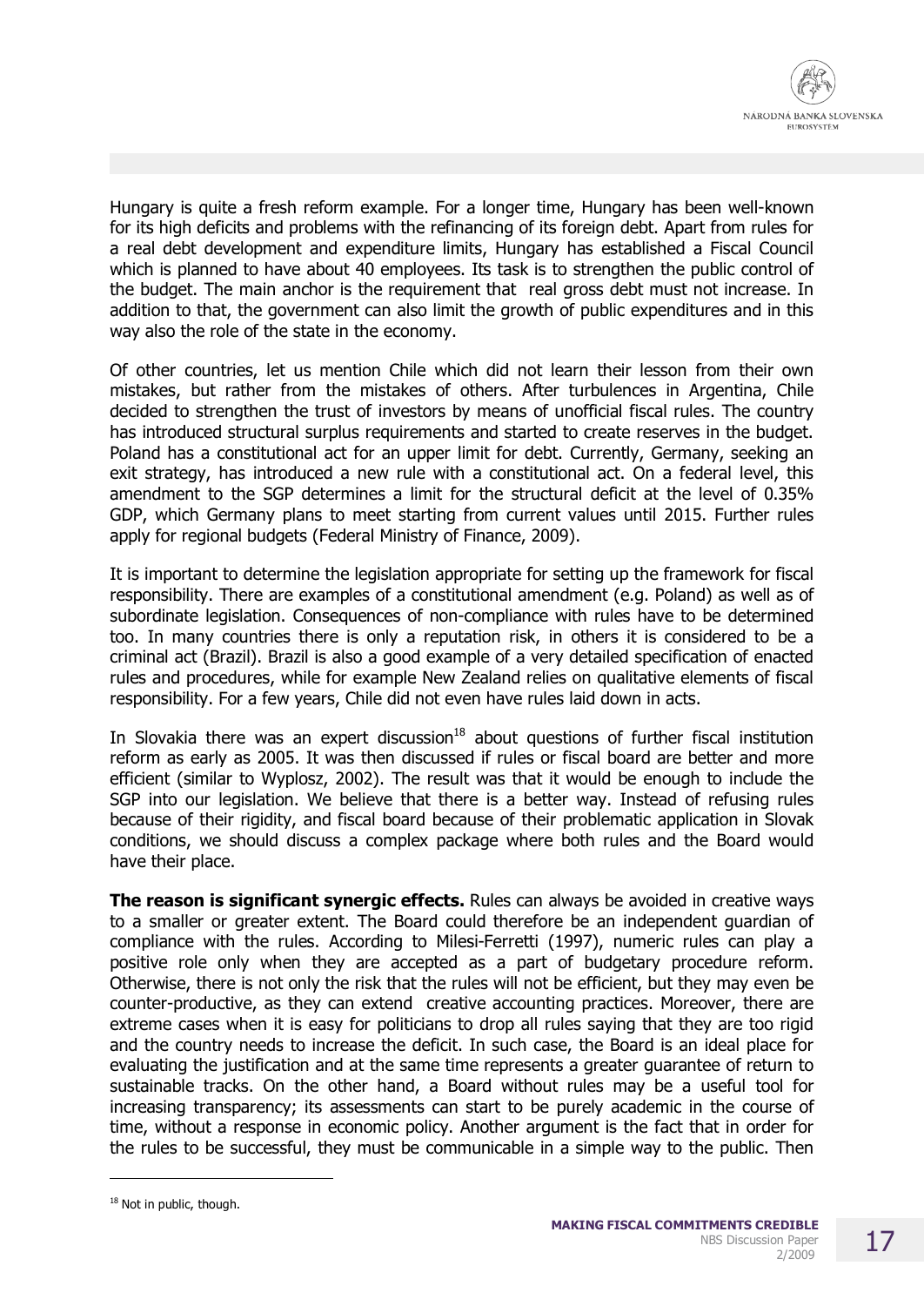Hungary is quite a fresh reform example. For a longer time, Hungary has been well-known for its high deficits and problems with the refinancing of its foreign debt. Apart from rules for a real debt development and expenditure limits, Hungary has established a Fiscal Council which is planned to have about 40 employees. Its task is to strengthen the public control of the budget. The main anchor is the requirement that real gross debt must not increase. In addition to that, the government can also limit the growth of public expenditures and in this way also the role of the state in the economy.

Of other countries, let us mention Chile which did not learn their lesson from their own mistakes, but rather from the mistakes of others. After turbulences in Argentina, Chile decided to strengthen the trust of investors by means of unofficial fiscal rules. The country has introduced structural surplus requirements and started to create reserves in the budget. Poland has a constitutional act for an upper limit for debt. Currently, Germany, seeking an exit strategy, has introduced a new rule with a constitutional act. On a federal level, this amendment to the SGP determines a limit for the structural deficit at the level of 0.35% GDP, which Germany plans to meet starting from current values until 2015. Further rules apply for regional budgets (Federal Ministry of Finance, 2009).

It is important to determine the legislation appropriate for setting up the framework for fiscal responsibility. There are examples of a constitutional amendment (e.g. Poland) as well as of subordinate legislation. Consequences of non-compliance with rules have to be determined too. In many countries there is only a reputation risk, in others it is considered to be a criminal act (Brazil). Brazil is also a good example of a very detailed specification of enacted rules and procedures, while for example New Zealand relies on qualitative elements of fiscal responsibility. For a few years, Chile did not even have rules laid down in acts.

In Slovakia there was an expert discussion[18] about questions of further fiscal institution reform as early as 2005. It was then discussed if rules or fiscal board are better and more efficient (similar to Wyplosz, 2002). The result was that it would be enough to include the SGP into our legislation. We believe that there is a better way. Instead of refusing rules because of their rigidity, and fiscal board because of their problematic application in Slovak conditions, we should discuss a complex package where both rules and the Board would have their place.

**The reason is significant synergic effects.** Rules can always be avoided in creative ways to a smaller or greater extent. The Board could therefore be an independent guardian of compliance with the rules. According to Milesi-Ferretti (1997), numeric rules can play a positive role only when they are accepted as a part of budgetary procedure reform. Otherwise, there is not only the risk that the rules will not be efficient, but they may even be counter-productive, as they can extend creative accounting practices. Moreover, there are extreme cases when it is easy for politicians to drop all rules saying that they are too rigid and the country needs to increase the deficit. In such case, the Board is an ideal place for evaluating the justification and at the same time represents a greater guarantee of return to sustainable tracks. On the other hand, a Board without rules may be a useful tool for increasing transparency; its assessments can start to be purely academic in the course of time, without a response in economic policy. Another argument is the fact that in order for the rules to be successful, they must be communicable in a simple way to the public. Then

[18] Not in public, though.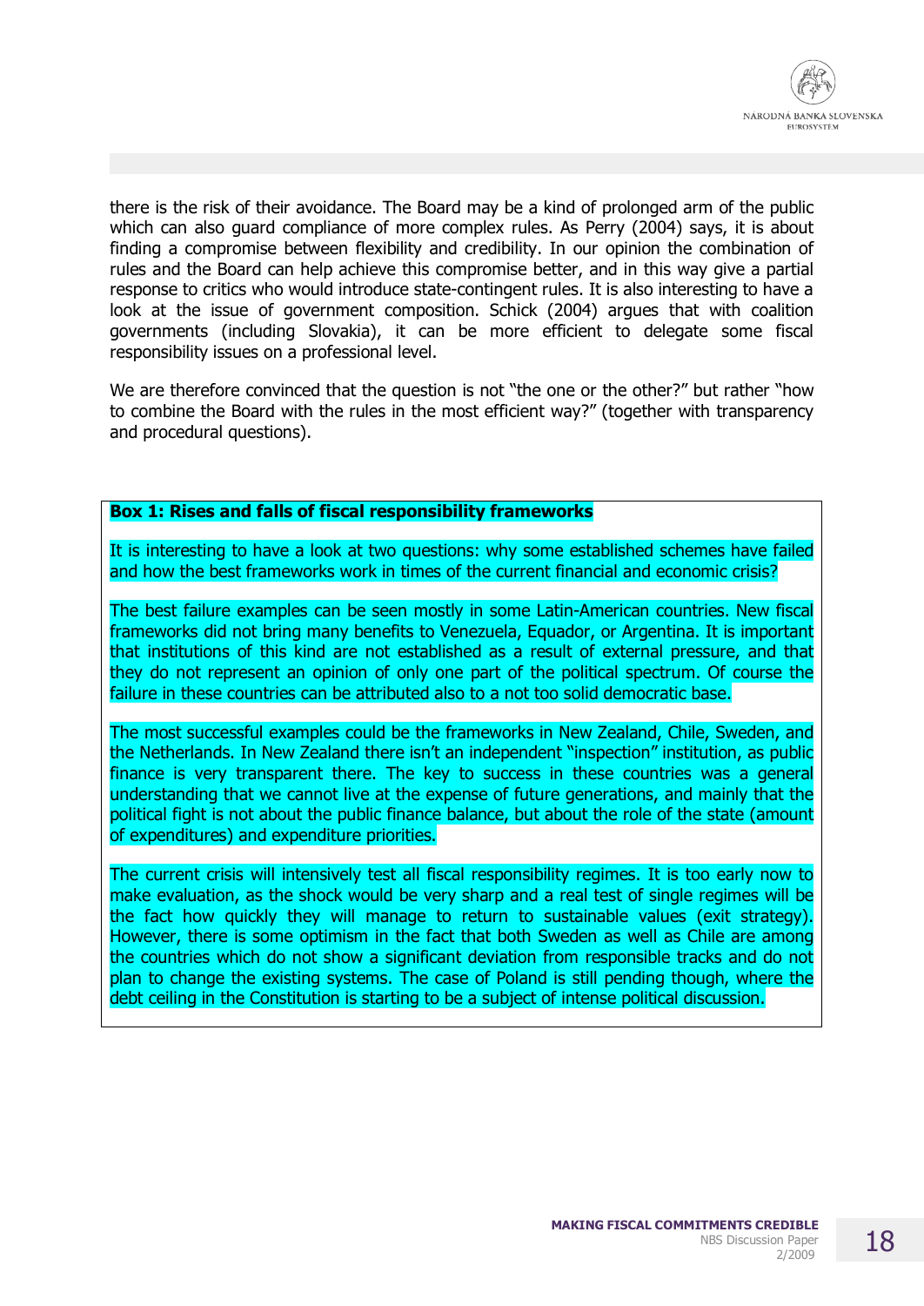there is the risk of their avoidance. The Board may be a kind of prolonged arm of the public which can also guard compliance of more complex rules. As Perry (2004) says, it is about finding a compromise between flexibility and credibility. In our opinion the combination of rules and the Board can help achieve this compromise better, and in this way give a partial response to critics who would introduce state-contingent rules. It is also interesting to have a look at the issue of government composition. Schick (2004) argues that with coalition governments (including Slovakia), it can be more efficient to delegate some fiscal responsibility issues on a professional level.

We are therefore convinced that the question is not "the one or the other?" but rather "how to combine the Board with the rules in the most efficient way?" (together with transparency and procedural questions).

**Box 1: Rises and falls of fiscal responsibility frameworks**

It is interesting to have a look at two questions: why some established schemes have failed and how the best frameworks work in times of the current financial and economic crisis?

The best failure examples can be seen mostly in some Latin-American countries. New fiscal frameworks did not bring many benefits to Venezuela, Equador, or Argentina. It is important that institutions of this kind are not established as a result of external pressure, and that they do not represent an opinion of only one part of the political spectrum. Of course the failure in these countries can be attributed also to a not too solid democratic base.

The most successful examples could be the frameworks in New Zealand, Chile, Sweden, and the Netherlands. In New Zealand there isn't an independent "inspection" institution, as public finance is very transparent there. The key to success in these countries was a general understanding that we cannot live at the expense of future generations, and mainly that the political fight is not about the public finance balance, but about the role of the state (amount of expenditures) and expenditure priorities.

The current crisis will intensively test all fiscal responsibility regimes. It is too early now to make evaluation, as the shock would be very sharp and a real test of single regimes will be the fact how quickly they will manage to return to sustainable values (exit strategy). However, there is some optimism in the fact that both Sweden as well as Chile are among the countries which do not show a significant deviation from responsible tracks and do not plan to change the existing systems. The case of Poland is still pending though, where the debt ceiling in the Constitution is starting to be a subject of intense political discussion.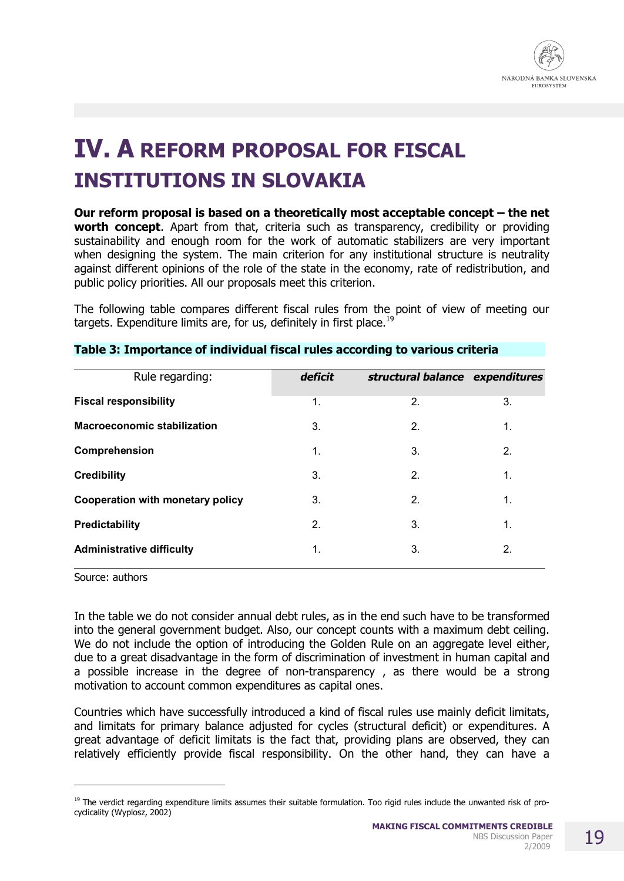# IV. A REFORM PROPOSAL FOR FISCAL INSTITUTIONS IN SLOVAKIA

**Our reform proposal is based on a theoretically most acceptable concept – the net worth concept**. Apart from that, criteria such as transparency, credibility or providing sustainability and enough room for the work of automatic stabilizers are very important when designing the system. The main criterion for any institutional structure is neutrality against different opinions of the role of the state in the economy, rate of redistribution, and public policy priorities. All our proposals meet this criterion.

The following table compares different fiscal rules from the point of view of meeting our targets. Expenditure limits are, for us, definitely in first place.[19]

**Table 3: Importance of individual fiscal rules according to various criteria**

| Rule regarding: | *deficit* | *structural balance* | *expenditures* |
|---|---|---|---|
| **Fiscal responsibility** | 1. | 2. | 3. |
| **Macroeconomic stabilization** | 3. | 2. | 1. |
| **Comprehension** | 1. | 3. | 2. |
| **Credibility** | 3. | 2. | 1. |
| **Cooperation with monetary policy** | 3. | 2. | 1. |
| **Predictability** | 2. | 3. | 1. |
| **Administrative difficulty** | 1. | 3. | 2. |

Source: authors

In the table we do not consider annual debt rules, as in the end such have to be transformed into the general government budget. Also, our concept counts with a maximum debt ceiling. We do not include the option of introducing the Golden Rule on an aggregate level either, due to a great disadvantage in the form of discrimination of investment in human capital and a possible increase in the degree of non-transparency , as there would be a strong motivation to account common expenditures as capital ones.

Countries which have successfully introduced a kind of fiscal rules use mainly deficit limitats, and limitats for primary balance adjusted for cycles (structural deficit) or expenditures. A great advantage of deficit limitats is the fact that, providing plans are observed, they can relatively efficiently provide fiscal responsibility. On the other hand, they can have a

[19] The verdict regarding expenditure limits assumes their suitable formulation. Too rigid rules include the unwanted risk of pro-cyclicality (Wyplosz, 2002)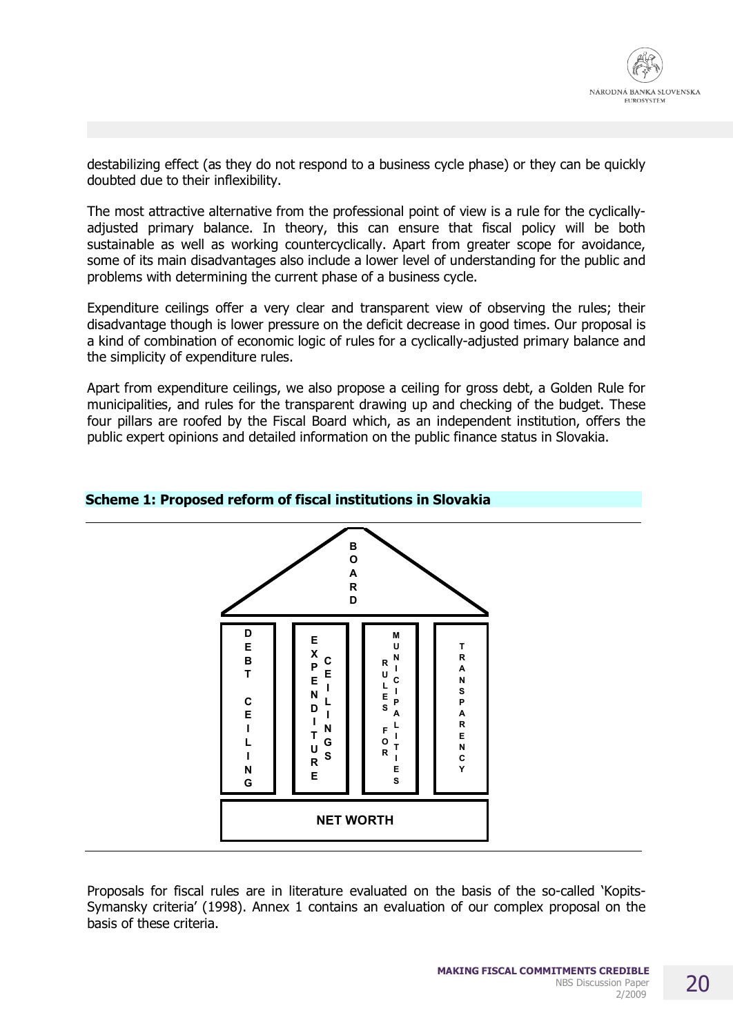destabilizing effect (as they do not respond to a business cycle phase) or they can be quickly doubted due to their inflexibility.

The most attractive alternative from the professional point of view is a rule for the cyclically-adjusted primary balance. In theory, this can ensure that fiscal policy will be both sustainable as well as working countercyclically. Apart from greater scope for avoidance, some of its main disadvantages also include a lower level of understanding for the public and problems with determining the current phase of a business cycle.

Expenditure ceilings offer a very clear and transparent view of observing the rules; their disadvantage though is lower pressure on the deficit decrease in good times. Our proposal is a kind of combination of economic logic of rules for a cyclically-adjusted primary balance and the simplicity of expenditure rules.

Apart from expenditure ceilings, we also propose a ceiling for gross debt, a Golden Rule for municipalities, and rules for the transparent drawing up and checking of the budget. These four pillars are roofed by the Fiscal Board which, as an independent institution, offers the public expert opinions and detailed information on the public finance status in Slovakia.

**Scheme 1: Proposed reform of fiscal institutions in Slovakia**

BOARD

DEBT CEILING | EXPENDITURE CEILINGS | RULES FOR MUNICIPALITIES | TRANSPARENCY

NET WORTH

Proposals for fiscal rules are in literature evaluated on the basis of the so-called 'Kopits-Symansky criteria' (1998). Annex 1 contains an evaluation of our complex proposal on the basis of these criteria.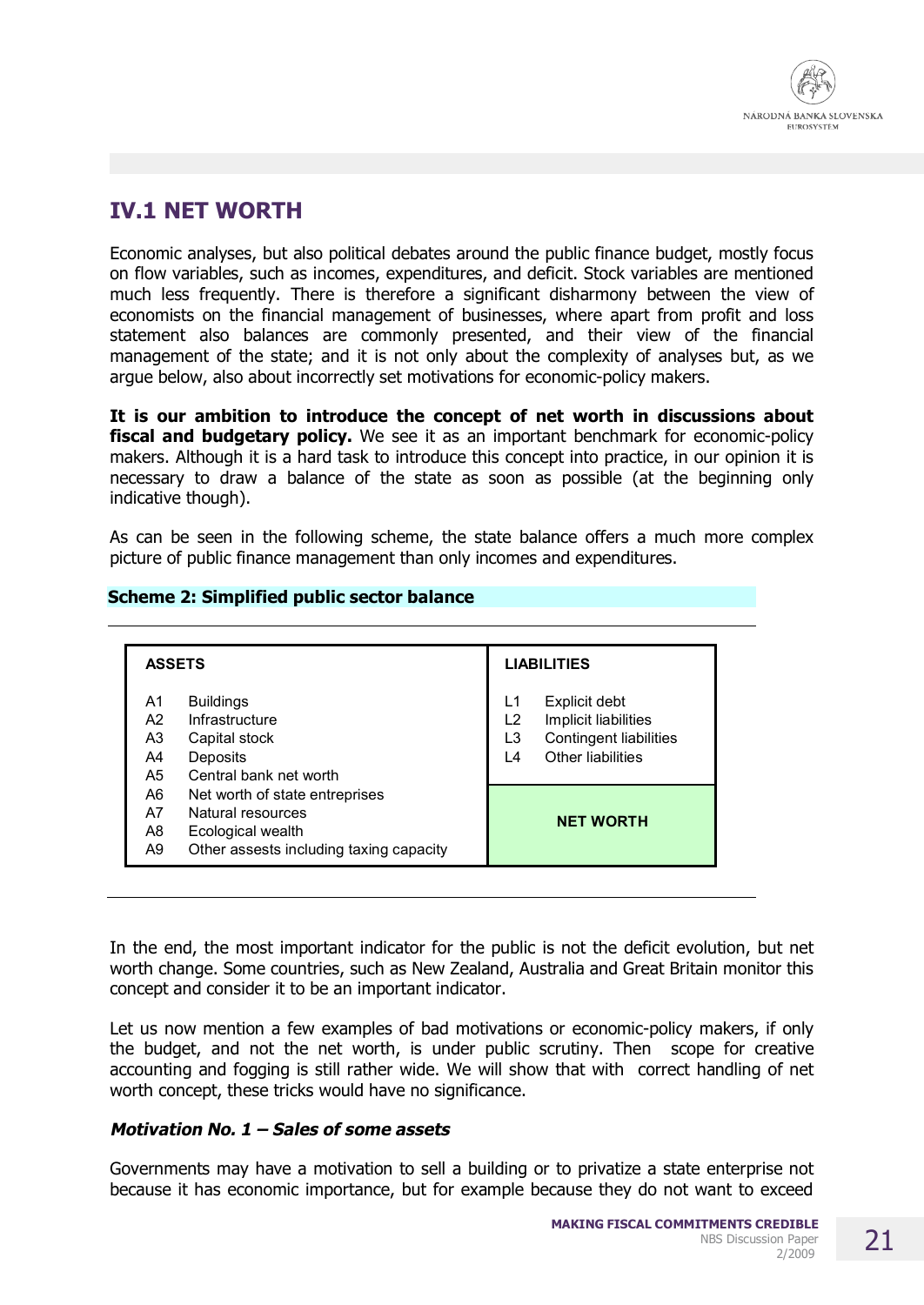## IV.1 NET WORTH

Economic analyses, but also political debates around the public finance budget, mostly focus on flow variables, such as incomes, expenditures, and deficit. Stock variables are mentioned much less frequently. There is therefore a significant disharmony between the view of economists on the financial management of businesses, where apart from profit and loss statement also balances are commonly presented, and their view of the financial management of the state; and it is not only about the complexity of analyses but, as we argue below, also about incorrectly set motivations for economic-policy makers.

**It is our ambition to introduce the concept of net worth in discussions about fiscal and budgetary policy.** We see it as an important benchmark for economic-policy makers. Although it is a hard task to introduce this concept into practice, in our opinion it is necessary to draw a balance of the state as soon as possible (at the beginning only indicative though).

As can be seen in the following scheme, the state balance offers a much more complex picture of public finance management than only incomes and expenditures.

**Scheme 2: Simplified public sector balance**

| ASSETS | | LIABILITIES | |
|---|---|---|---|
| A1 | Buildings | L1 | Explicit debt |
| A2 | Infrastructure | L2 | Implicit liabilities |
| A3 | Capital stock | L3 | Contingent liabilities |
| A4 | Deposits | L4 | Other liabilities |
| A5 | Central bank net worth | | |
| A6 | Net worth of state entreprises | | **NET WORTH** |
| A7 | Natural resources | | |
| A8 | Ecological wealth | | |
| A9 | Other assests including taxing capacity | | |

In the end, the most important indicator for the public is not the deficit evolution, but net worth change. Some countries, such as New Zealand, Australia and Great Britain monitor this concept and consider it to be an important indicator.

Let us now mention a few examples of bad motivations or economic-policy makers, if only the budget, and not the net worth, is under public scrutiny. Then scope for creative accounting and fogging is still rather wide. We will show that with correct handling of net worth concept, these tricks would have no significance.

***Motivation No. 1 – Sales of some assets***

Governments may have a motivation to sell a building or to privatize a state enterprise not because it has economic importance, but for example because they do not want to exceed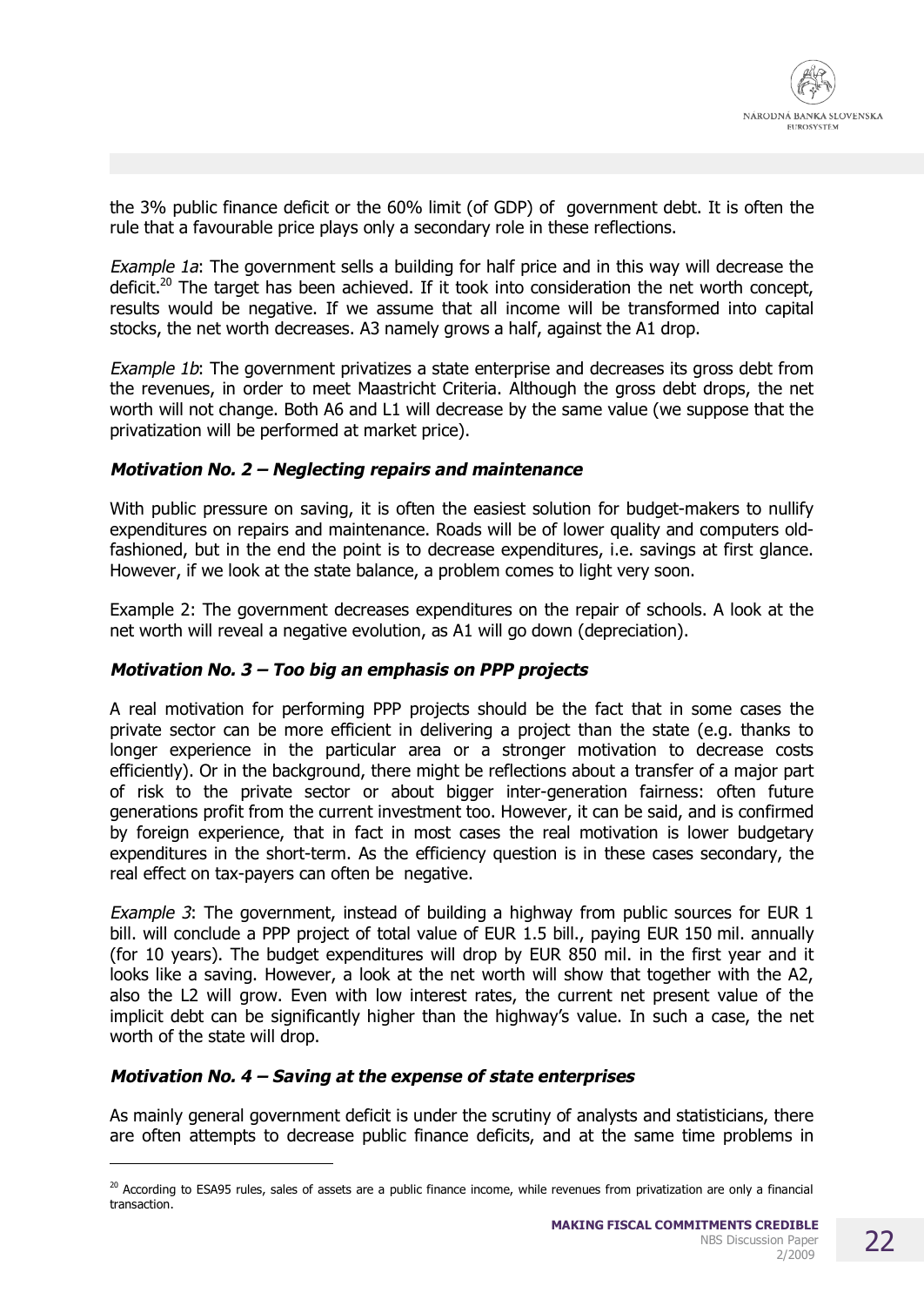the 3% public finance deficit or the 60% limit (of GDP) of government debt. It is often the rule that a favourable price plays only a secondary role in these reflections.

*Example 1a*: The government sells a building for half price and in this way will decrease the deficit.[20] The target has been achieved. If it took into consideration the net worth concept, results would be negative. If we assume that all income will be transformed into capital stocks, the net worth decreases. A3 namely grows a half, against the A1 drop.

*Example 1b*: The government privatizes a state enterprise and decreases its gross debt from the revenues, in order to meet Maastricht Criteria. Although the gross debt drops, the net worth will not change. Both A6 and L1 will decrease by the same value (we suppose that the privatization will be performed at market price).

### *Motivation No. 2 – Neglecting repairs and maintenance*

With public pressure on saving, it is often the easiest solution for budget-makers to nullify expenditures on repairs and maintenance. Roads will be of lower quality and computers old-fashioned, but in the end the point is to decrease expenditures, i.e. savings at first glance. However, if we look at the state balance, a problem comes to light very soon.

Example 2: The government decreases expenditures on the repair of schools. A look at the net worth will reveal a negative evolution, as A1 will go down (depreciation).

### *Motivation No. 3 – Too big an emphasis on PPP projects*

A real motivation for performing PPP projects should be the fact that in some cases the private sector can be more efficient in delivering a project than the state (e.g. thanks to longer experience in the particular area or a stronger motivation to decrease costs efficiently). Or in the background, there might be reflections about a transfer of a major part of risk to the private sector or about bigger inter-generation fairness: often future generations profit from the current investment too. However, it can be said, and is confirmed by foreign experience, that in fact in most cases the real motivation is lower budgetary expenditures in the short-term. As the efficiency question is in these cases secondary, the real effect on tax-payers can often be negative.

*Example 3*: The government, instead of building a highway from public sources for EUR 1 bill. will conclude a PPP project of total value of EUR 1.5 bill., paying EUR 150 mil. annually (for 10 years). The budget expenditures will drop by EUR 850 mil. in the first year and it looks like a saving. However, a look at the net worth will show that together with the A2, also the L2 will grow. Even with low interest rates, the current net present value of the implicit debt can be significantly higher than the highway's value. In such a case, the net worth of the state will drop.

### *Motivation No. 4 – Saving at the expense of state enterprises*

As mainly general government deficit is under the scrutiny of analysts and statisticians, there are often attempts to decrease public finance deficits, and at the same time problems in

---

[20] According to ESA95 rules, sales of assets are a public finance income, while revenues from privatization are only a financial transaction.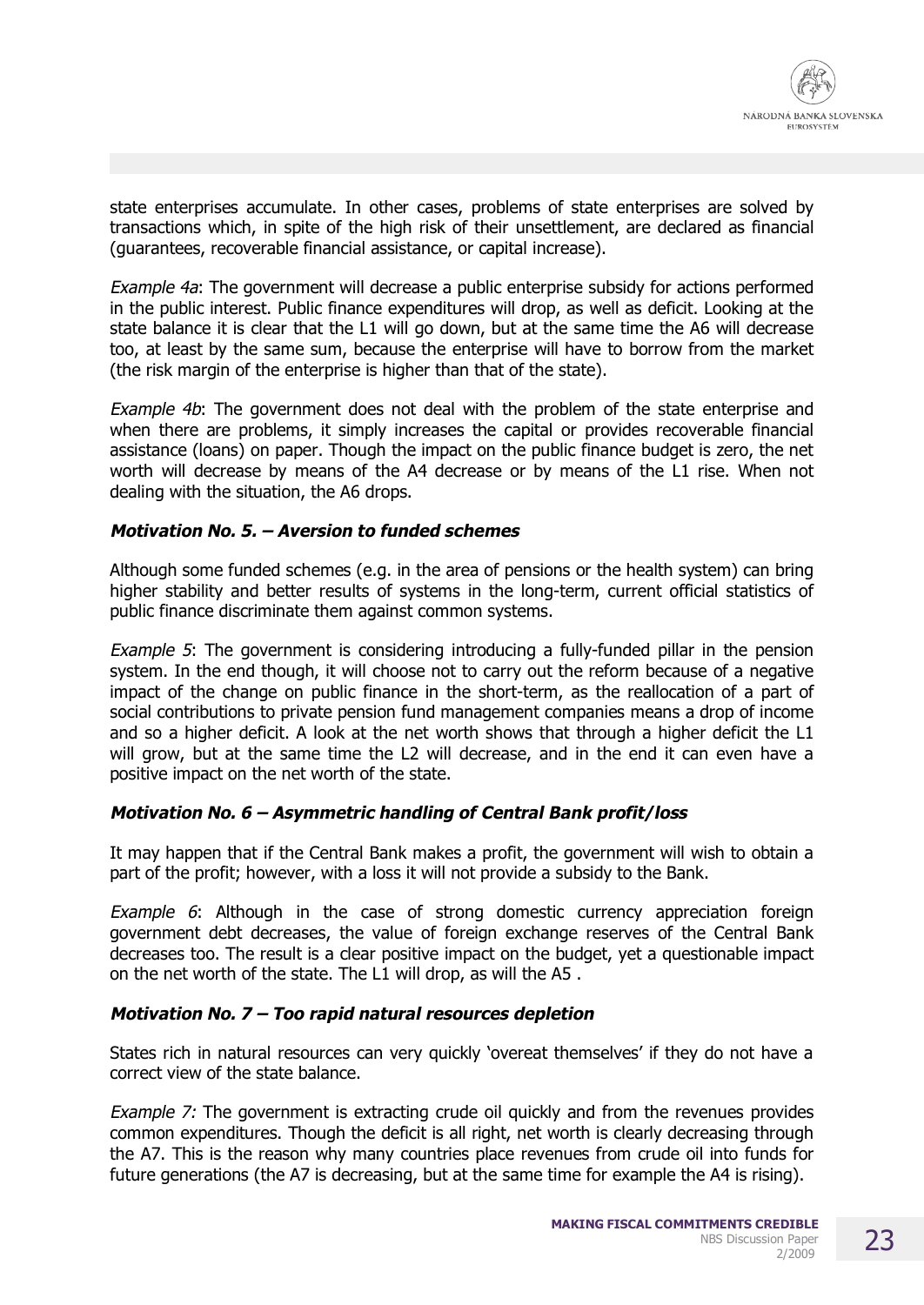state enterprises accumulate. In other cases, problems of state enterprises are solved by transactions which, in spite of the high risk of their unsettlement, are declared as financial (guarantees, recoverable financial assistance, or capital increase).

*Example 4a*: The government will decrease a public enterprise subsidy for actions performed in the public interest. Public finance expenditures will drop, as well as deficit. Looking at the state balance it is clear that the L1 will go down, but at the same time the A6 will decrease too, at least by the same sum, because the enterprise will have to borrow from the market (the risk margin of the enterprise is higher than that of the state).

*Example 4b*: The government does not deal with the problem of the state enterprise and when there are problems, it simply increases the capital or provides recoverable financial assistance (loans) on paper. Though the impact on the public finance budget is zero, the net worth will decrease by means of the A4 decrease or by means of the L1 rise. When not dealing with the situation, the A6 drops.

### *Motivation No. 5. – Aversion to funded schemes*

Although some funded schemes (e.g. in the area of pensions or the health system) can bring higher stability and better results of systems in the long-term, current official statistics of public finance discriminate them against common systems.

*Example 5*: The government is considering introducing a fully-funded pillar in the pension system. In the end though, it will choose not to carry out the reform because of a negative impact of the change on public finance in the short-term, as the reallocation of a part of social contributions to private pension fund management companies means a drop of income and so a higher deficit. A look at the net worth shows that through a higher deficit the L1 will grow, but at the same time the L2 will decrease, and in the end it can even have a positive impact on the net worth of the state.

### *Motivation No. 6 – Asymmetric handling of Central Bank profit/loss*

It may happen that if the Central Bank makes a profit, the government will wish to obtain a part of the profit; however, with a loss it will not provide a subsidy to the Bank.

*Example 6*: Although in the case of strong domestic currency appreciation foreign government debt decreases, the value of foreign exchange reserves of the Central Bank decreases too. The result is a clear positive impact on the budget, yet a questionable impact on the net worth of the state. The L1 will drop, as will the A5 .

### *Motivation No. 7 – Too rapid natural resources depletion*

States rich in natural resources can very quickly 'overeat themselves' if they do not have a correct view of the state balance.

*Example 7:* The government is extracting crude oil quickly and from the revenues provides common expenditures. Though the deficit is all right, net worth is clearly decreasing through the A7. This is the reason why many countries place revenues from crude oil into funds for future generations (the A7 is decreasing, but at the same time for example the A4 is rising).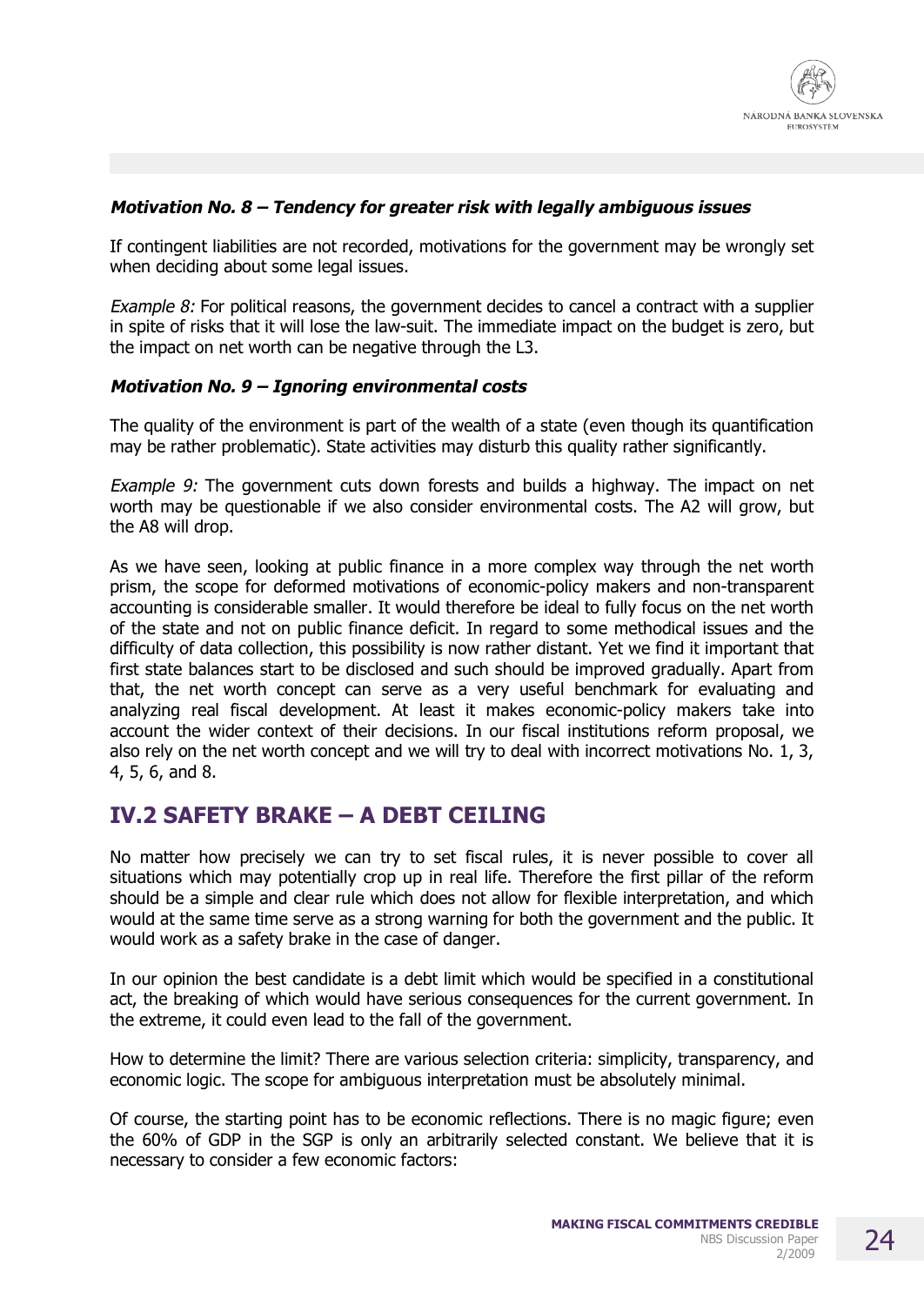***Motivation No. 8 – Tendency for greater risk with legally ambiguous issues***

If contingent liabilities are not recorded, motivations for the government may be wrongly set when deciding about some legal issues.

*Example 8:* For political reasons, the government decides to cancel a contract with a supplier in spite of risks that it will lose the law-suit. The immediate impact on the budget is zero, but the impact on net worth can be negative through the L3.

***Motivation No. 9 – Ignoring environmental costs***

The quality of the environment is part of the wealth of a state (even though its quantification may be rather problematic). State activities may disturb this quality rather significantly.

*Example 9:* The government cuts down forests and builds a highway. The impact on net worth may be questionable if we also consider environmental costs. The A2 will grow, but the A8 will drop.

As we have seen, looking at public finance in a more complex way through the net worth prism, the scope for deformed motivations of economic-policy makers and non-transparent accounting is considerable smaller. It would therefore be ideal to fully focus on the net worth of the state and not on public finance deficit. In regard to some methodical issues and the difficulty of data collection, this possibility is now rather distant. Yet we find it important that first state balances start to be disclosed and such should be improved gradually. Apart from that, the net worth concept can serve as a very useful benchmark for evaluating and analyzing real fiscal development. At least it makes economic-policy makers take into account the wider context of their decisions. In our fiscal institutions reform proposal, we also rely on the net worth concept and we will try to deal with incorrect motivations No. 1, 3, 4, 5, 6, and 8.

## IV.2 SAFETY BRAKE – A DEBT CEILING

No matter how precisely we can try to set fiscal rules, it is never possible to cover all situations which may potentially crop up in real life. Therefore the first pillar of the reform should be a simple and clear rule which does not allow for flexible interpretation, and which would at the same time serve as a strong warning for both the government and the public. It would work as a safety brake in the case of danger.

In our opinion the best candidate is a debt limit which would be specified in a constitutional act, the breaking of which would have serious consequences for the current government. In the extreme, it could even lead to the fall of the government.

How to determine the limit? There are various selection criteria: simplicity, transparency, and economic logic. The scope for ambiguous interpretation must be absolutely minimal.

Of course, the starting point has to be economic reflections. There is no magic figure; even the 60% of GDP in the SGP is only an arbitrarily selected constant. We believe that it is necessary to consider a few economic factors: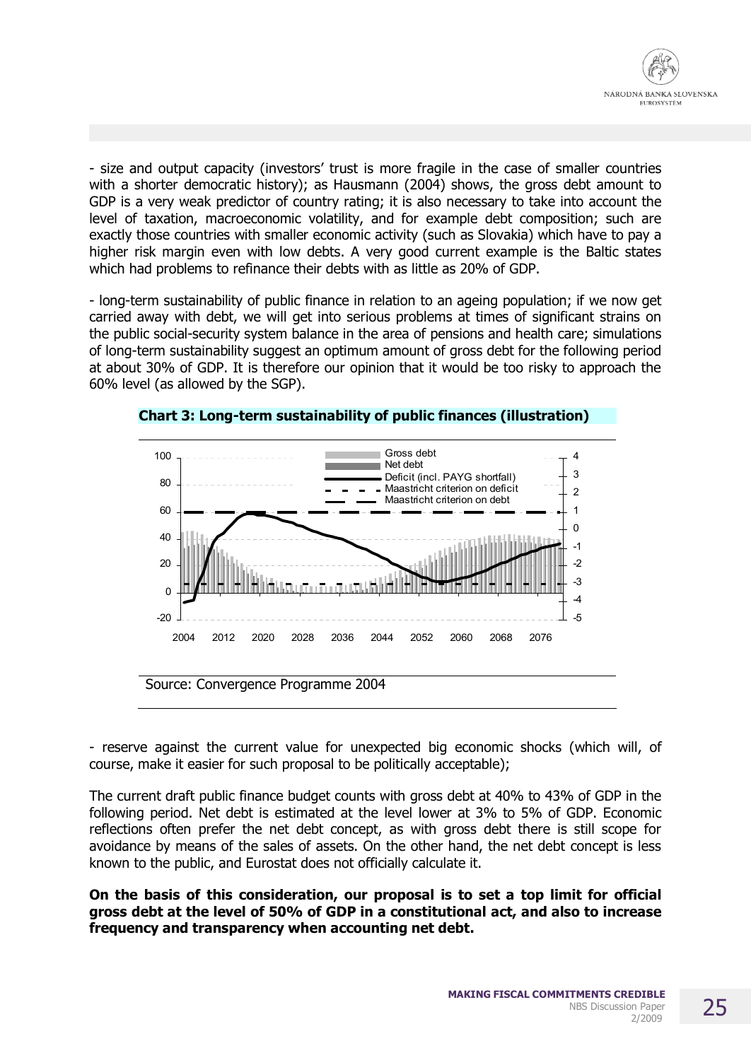- size and output capacity (investors' trust is more fragile in the case of smaller countries with a shorter democratic history); as Hausmann (2004) shows, the gross debt amount to GDP is a very weak predictor of country rating; it is also necessary to take into account the level of taxation, macroeconomic volatility, and for example debt composition; such are exactly those countries with smaller economic activity (such as Slovakia) which have to pay a higher risk margin even with low debts. A very good current example is the Baltic states which had problems to refinance their debts with as little as 20% of GDP.

- long-term sustainability of public finance in relation to an ageing population; if we now get carried away with debt, we will get into serious problems at times of significant strains on the public social-security system balance in the area of pensions and health care; simulations of long-term sustainability suggest an optimum amount of gross debt for the following period at about 30% of GDP. It is therefore our opinion that it would be too risky to approach the 60% level (as allowed by the SGP).

**Chart 3: Long-term sustainability of public finances (illustration)**

Source: Convergence Programme 2004

- reserve against the current value for unexpected big economic shocks (which will, of course, make it easier for such proposal to be politically acceptable);

The current draft public finance budget counts with gross debt at 40% to 43% of GDP in the following period. Net debt is estimated at the level lower at 3% to 5% of GDP. Economic reflections often prefer the net debt concept, as with gross debt there is still scope for avoidance by means of the sales of assets. On the other hand, the net debt concept is less known to the public, and Eurostat does not officially calculate it.

**On the basis of this consideration, our proposal is to set a top limit for official gross debt at the level of 50% of GDP in a constitutional act, and also to increase frequency and transparency when accounting net debt.**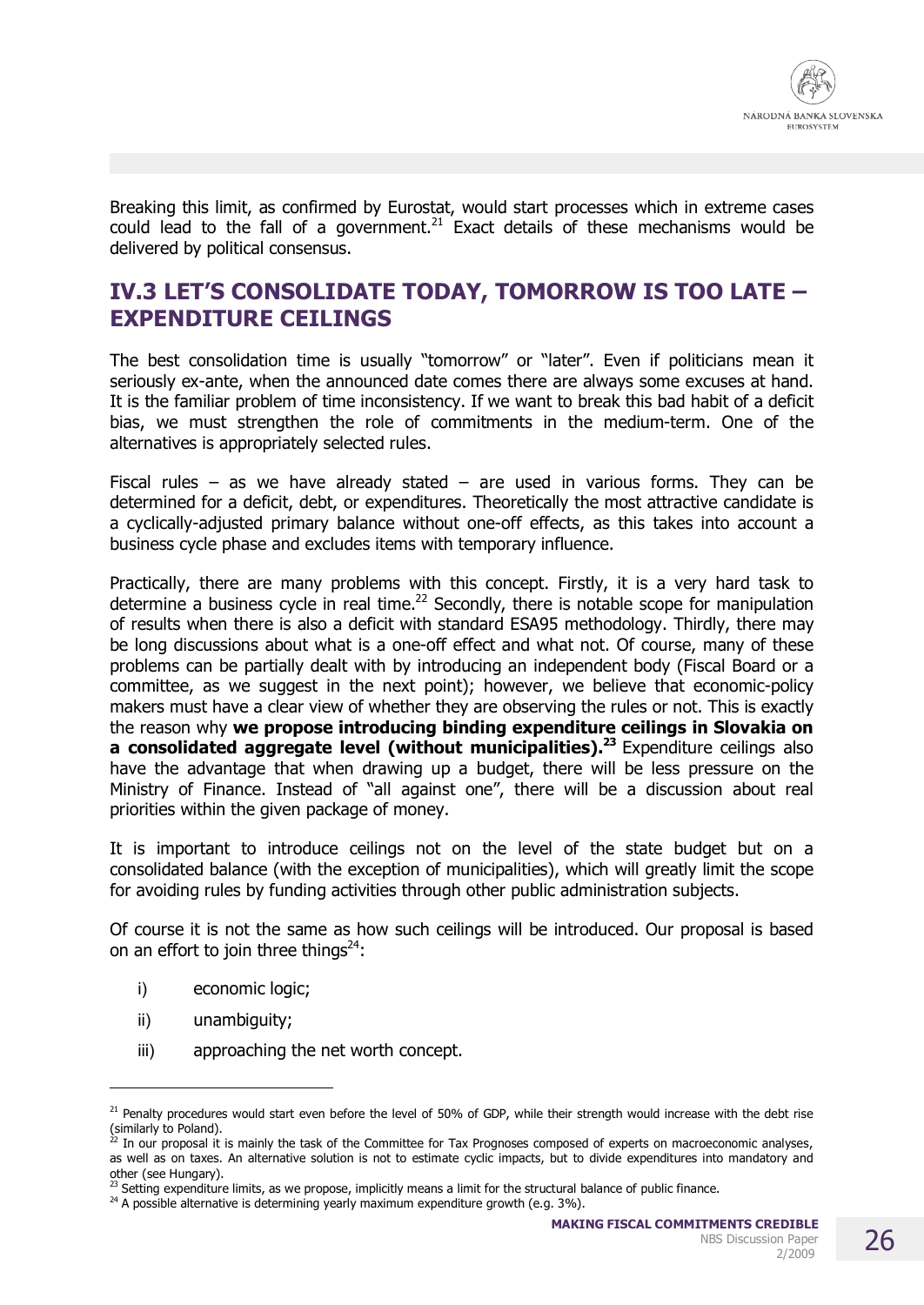Breaking this limit, as confirmed by Eurostat, would start processes which in extreme cases could lead to the fall of a government.[21] Exact details of these mechanisms would be delivered by political consensus.

## IV.3 LET'S CONSOLIDATE TODAY, TOMORROW IS TOO LATE – EXPENDITURE CEILINGS

The best consolidation time is usually "tomorrow" or "later". Even if politicians mean it seriously ex-ante, when the announced date comes there are always some excuses at hand. It is the familiar problem of time inconsistency. If we want to break this bad habit of a deficit bias, we must strengthen the role of commitments in the medium-term. One of the alternatives is appropriately selected rules.

Fiscal rules – as we have already stated – are used in various forms. They can be determined for a deficit, debt, or expenditures. Theoretically the most attractive candidate is a cyclically-adjusted primary balance without one-off effects, as this takes into account a business cycle phase and excludes items with temporary influence.

Practically, there are many problems with this concept. Firstly, it is a very hard task to determine a business cycle in real time.[22] Secondly, there is notable scope for manipulation of results when there is also a deficit with standard ESA95 methodology. Thirdly, there may be long discussions about what is a one-off effect and what not. Of course, many of these problems can be partially dealt with by introducing an independent body (Fiscal Board or a committee, as we suggest in the next point); however, we believe that economic-policy makers must have a clear view of whether they are observing the rules or not. This is exactly the reason why **we propose introducing binding expenditure ceilings in Slovakia on a consolidated aggregate level (without municipalities).[23]** Expenditure ceilings also have the advantage that when drawing up a budget, there will be less pressure on the Ministry of Finance. Instead of "all against one", there will be a discussion about real priorities within the given package of money.

It is important to introduce ceilings not on the level of the state budget but on a consolidated balance (with the exception of municipalities), which will greatly limit the scope for avoiding rules by funding activities through other public administration subjects.

Of course it is not the same as how such ceilings will be introduced. Our proposal is based on an effort to join three things[24]:

i) economic logic;

ii) unambiguity;

iii) approaching the net worth concept.

---

[21] Penalty procedures would start even before the level of 50% of GDP, while their strength would increase with the debt rise (similarly to Poland).

[22] In our proposal it is mainly the task of the Committee for Tax Prognoses composed of experts on macroeconomic analyses, as well as on taxes. An alternative solution is not to estimate cyclic impacts, but to divide expenditures into mandatory and other (see Hungary).

[23] Setting expenditure limits, as we propose, implicitly means a limit for the structural balance of public finance.

[24] A possible alternative is determining yearly maximum expenditure growth (e.g. 3%).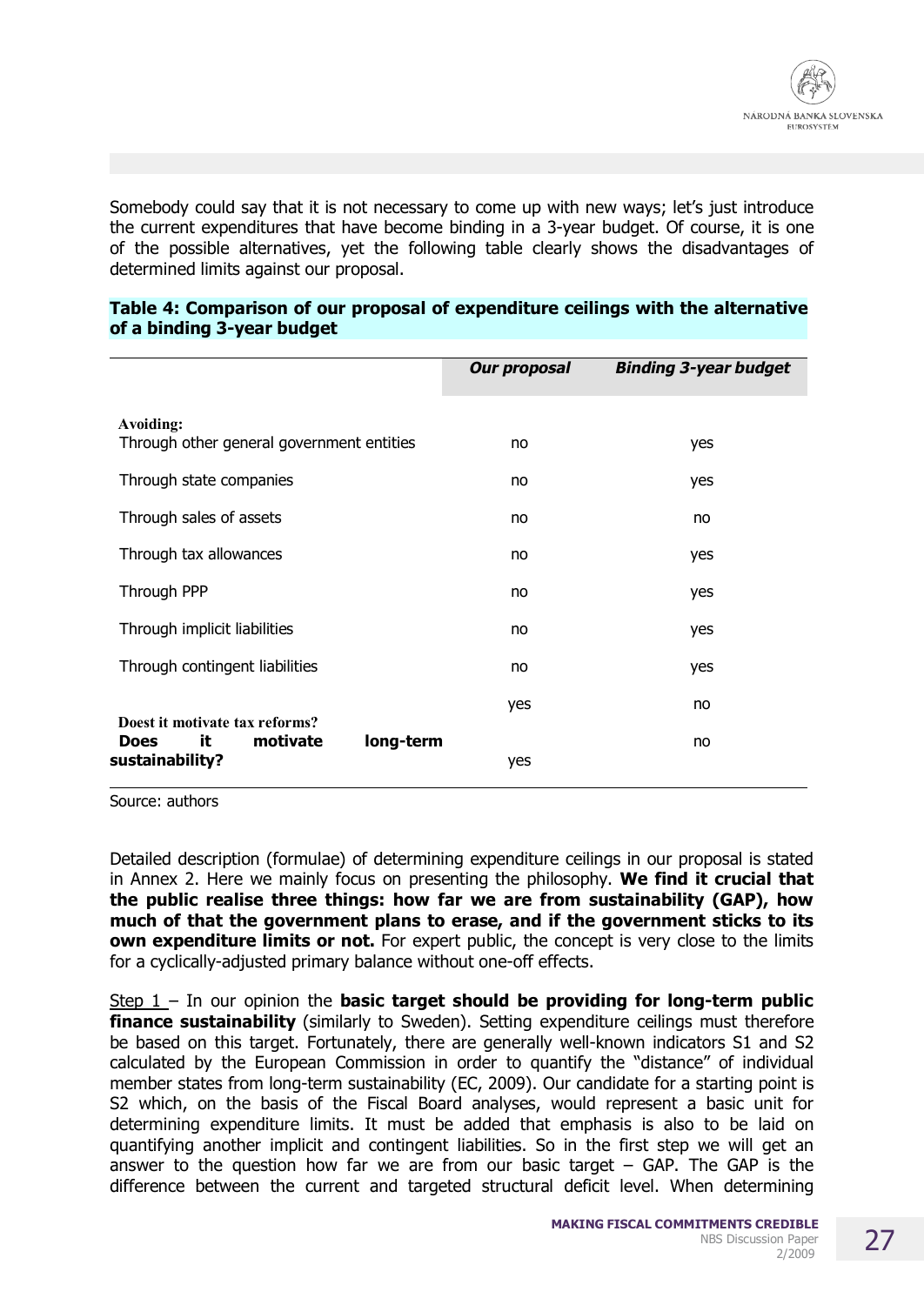Somebody could say that it is not necessary to come up with new ways; let's just introduce the current expenditures that have become binding in a 3-year budget. Of course, it is one of the possible alternatives, yet the following table clearly shows the disadvantages of determined limits against our proposal.

**Table 4: Comparison of our proposal of expenditure ceilings with the alternative of a binding 3-year budget**

| | *Our proposal* | *Binding 3-year budget* |
|---|---|---|
| **Avoiding:** | | |
| Through other general government entities | no | yes |
| Through state companies | no | yes |
| Through sales of assets | no | no |
| Through tax allowances | no | yes |
| Through PPP | no | yes |
| Through implicit liabilities | no | yes |
| Through contingent liabilities | no | yes |
| **Doest it motivate tax reforms?** | yes | no |
| **Does it motivate long-term sustainability?** | yes | no |

Source: authors

Detailed description (formulae) of determining expenditure ceilings in our proposal is stated in Annex 2. Here we mainly focus on presenting the philosophy. **We find it crucial that the public realise three things: how far we are from sustainability (GAP), how much of that the government plans to erase, and if the government sticks to its own expenditure limits or not.** For expert public, the concept is very close to the limits for a cyclically-adjusted primary balance without one-off effects.

Step 1 – In our opinion the **basic target should be providing for long-term public finance sustainability** (similarly to Sweden). Setting expenditure ceilings must therefore be based on this target. Fortunately, there are generally well-known indicators S1 and S2 calculated by the European Commission in order to quantify the "distance" of individual member states from long-term sustainability (EC, 2009). Our candidate for a starting point is S2 which, on the basis of the Fiscal Board analyses, would represent a basic unit for determining expenditure limits. It must be added that emphasis is also to be laid on quantifying another implicit and contingent liabilities. So in the first step we will get an answer to the question how far we are from our basic target – GAP. The GAP is the difference between the current and targeted structural deficit level. When determining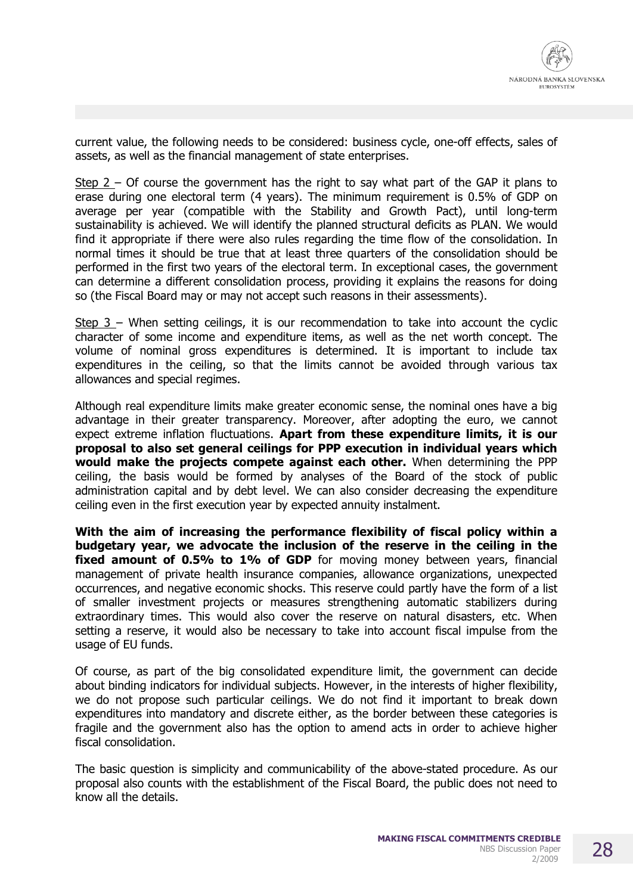current value, the following needs to be considered: business cycle, one-off effects, sales of assets, as well as the financial management of state enterprises.

Step 2 – Of course the government has the right to say what part of the GAP it plans to erase during one electoral term (4 years). The minimum requirement is 0.5% of GDP on average per year (compatible with the Stability and Growth Pact), until long-term sustainability is achieved. We will identify the planned structural deficits as PLAN. We would find it appropriate if there were also rules regarding the time flow of the consolidation. In normal times it should be true that at least three quarters of the consolidation should be performed in the first two years of the electoral term. In exceptional cases, the government can determine a different consolidation process, providing it explains the reasons for doing so (the Fiscal Board may or may not accept such reasons in their assessments).

Step 3 – When setting ceilings, it is our recommendation to take into account the cyclic character of some income and expenditure items, as well as the net worth concept. The volume of nominal gross expenditures is determined. It is important to include tax expenditures in the ceiling, so that the limits cannot be avoided through various tax allowances and special regimes.

Although real expenditure limits make greater economic sense, the nominal ones have a big advantage in their greater transparency. Moreover, after adopting the euro, we cannot expect extreme inflation fluctuations. **Apart from these expenditure limits, it is our proposal to also set general ceilings for PPP execution in individual years which would make the projects compete against each other.** When determining the PPP ceiling, the basis would be formed by analyses of the Board of the stock of public administration capital and by debt level. We can also consider decreasing the expenditure ceiling even in the first execution year by expected annuity instalment.

**With the aim of increasing the performance flexibility of fiscal policy within a budgetary year, we advocate the inclusion of the reserve in the ceiling in the fixed amount of 0.5% to 1% of GDP** for moving money between years, financial management of private health insurance companies, allowance organizations, unexpected occurrences, and negative economic shocks. This reserve could partly have the form of a list of smaller investment projects or measures strengthening automatic stabilizers during extraordinary times. This would also cover the reserve on natural disasters, etc. When setting a reserve, it would also be necessary to take into account fiscal impulse from the usage of EU funds.

Of course, as part of the big consolidated expenditure limit, the government can decide about binding indicators for individual subjects. However, in the interests of higher flexibility, we do not propose such particular ceilings. We do not find it important to break down expenditures into mandatory and discrete either, as the border between these categories is fragile and the government also has the option to amend acts in order to achieve higher fiscal consolidation.

The basic question is simplicity and communicability of the above-stated procedure. As our proposal also counts with the establishment of the Fiscal Board, the public does not need to know all the details.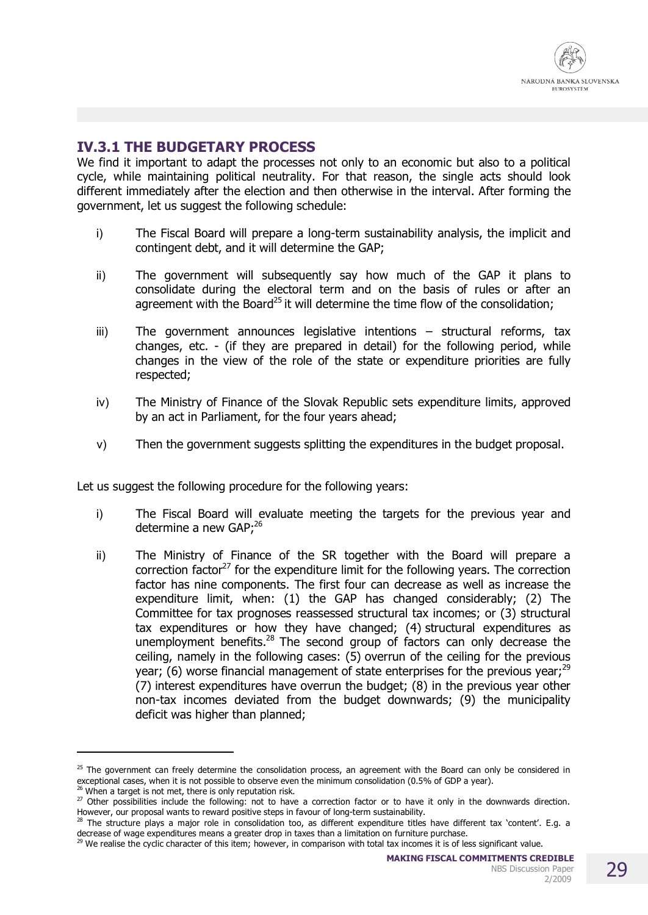### IV.3.1 THE BUDGETARY PROCESS

We find it important to adapt the processes not only to an economic but also to a political cycle, while maintaining political neutrality. For that reason, the single acts should look different immediately after the election and then otherwise in the interval. After forming the government, let us suggest the following schedule:

i) The Fiscal Board will prepare a long-term sustainability analysis, the implicit and contingent debt, and it will determine the GAP;

ii) The government will subsequently say how much of the GAP it plans to consolidate during the electoral term and on the basis of rules or after an agreement with the Board[25] it will determine the time flow of the consolidation;

iii) The government announces legislative intentions – structural reforms, tax changes, etc. - (if they are prepared in detail) for the following period, while changes in the view of the role of the state or expenditure priorities are fully respected;

iv) The Ministry of Finance of the Slovak Republic sets expenditure limits, approved by an act in Parliament, for the four years ahead;

v) Then the government suggests splitting the expenditures in the budget proposal.

Let us suggest the following procedure for the following years:

i) The Fiscal Board will evaluate meeting the targets for the previous year and determine a new GAP;[26]

ii) The Ministry of Finance of the SR together with the Board will prepare a correction factor[27] for the expenditure limit for the following years. The correction factor has nine components. The first four can decrease as well as increase the expenditure limit, when: (1) the GAP has changed considerably; (2) The Committee for tax prognoses reassessed structural tax incomes; or (3) structural tax expenditures or how they have changed; (4) structural expenditures as unemployment benefits.[28] The second group of factors can only decrease the ceiling, namely in the following cases: (5) overrun of the ceiling for the previous year; (6) worse financial management of state enterprises for the previous year;[29] (7) interest expenditures have overrun the budget; (8) in the previous year other non-tax incomes deviated from the budget downwards; (9) the municipality deficit was higher than planned;

---

[25] The government can freely determine the consolidation process, an agreement with the Board can only be considered in exceptional cases, when it is not possible to observe even the minimum consolidation (0.5% of GDP a year).

[26] When a target is not met, there is only reputation risk.

[27] Other possibilities include the following: not to have a correction factor or to have it only in the downwards direction. However, our proposal wants to reward positive steps in favour of long-term sustainability.

[28] The structure plays a major role in consolidation too, as different expenditure titles have different tax 'content'. E.g. a decrease of wage expenditures means a greater drop in taxes than a limitation on furniture purchase.

[29] We realise the cyclic character of this item; however, in comparison with total tax incomes it is of less significant value.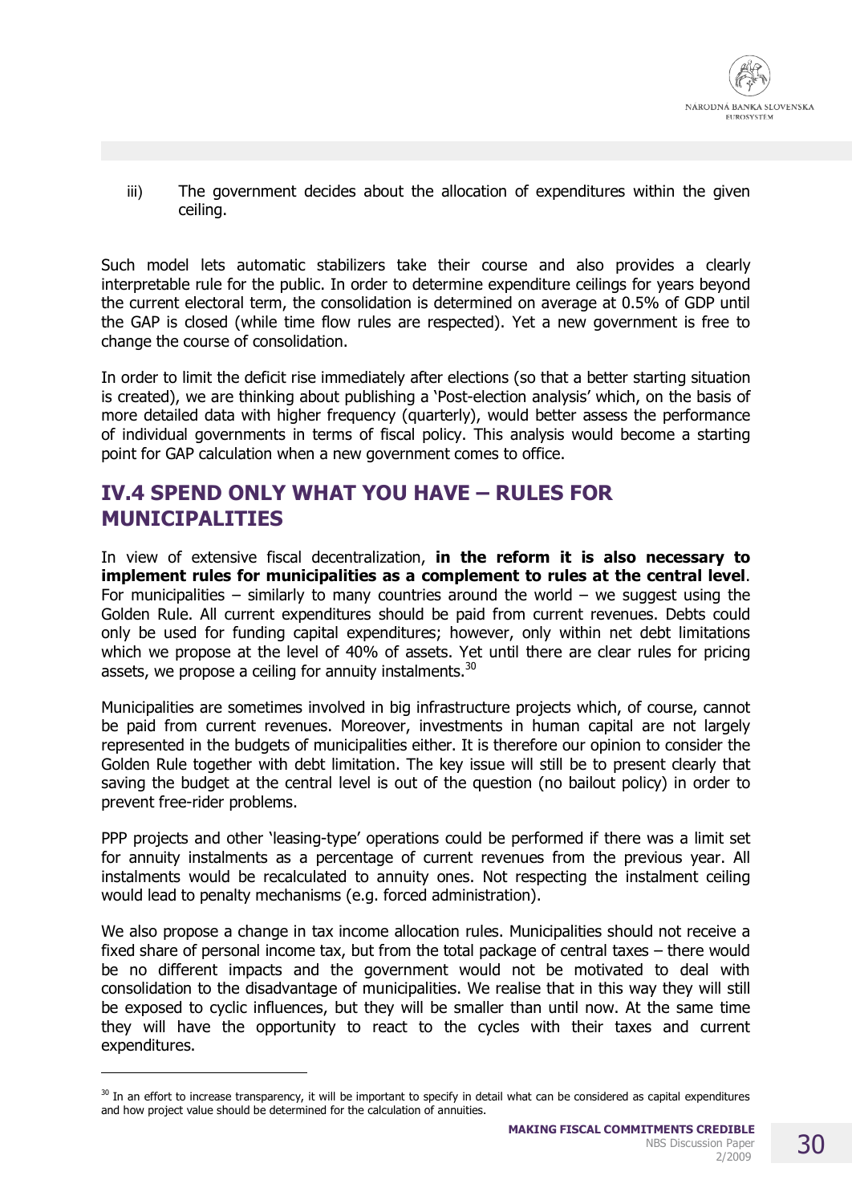iii) The government decides about the allocation of expenditures within the given ceiling.

Such model lets automatic stabilizers take their course and also provides a clearly interpretable rule for the public. In order to determine expenditure ceilings for years beyond the current electoral term, the consolidation is determined on average at 0.5% of GDP until the GAP is closed (while time flow rules are respected). Yet a new government is free to change the course of consolidation.

In order to limit the deficit rise immediately after elections (so that a better starting situation is created), we are thinking about publishing a 'Post-election analysis' which, on the basis of more detailed data with higher frequency (quarterly), would better assess the performance of individual governments in terms of fiscal policy. This analysis would become a starting point for GAP calculation when a new government comes to office.

## IV.4 SPEND ONLY WHAT YOU HAVE – RULES FOR MUNICIPALITIES

In view of extensive fiscal decentralization, **in the reform it is also necessary to implement rules for municipalities as a complement to rules at the central level**. For municipalities – similarly to many countries around the world – we suggest using the Golden Rule. All current expenditures should be paid from current revenues. Debts could only be used for funding capital expenditures; however, only within net debt limitations which we propose at the level of 40% of assets. Yet until there are clear rules for pricing assets, we propose a ceiling for annuity instalments.[30]

Municipalities are sometimes involved in big infrastructure projects which, of course, cannot be paid from current revenues. Moreover, investments in human capital are not largely represented in the budgets of municipalities either. It is therefore our opinion to consider the Golden Rule together with debt limitation. The key issue will still be to present clearly that saving the budget at the central level is out of the question (no bailout policy) in order to prevent free-rider problems.

PPP projects and other 'leasing-type' operations could be performed if there was a limit set for annuity instalments as a percentage of current revenues from the previous year. All instalments would be recalculated to annuity ones. Not respecting the instalment ceiling would lead to penalty mechanisms (e.g. forced administration).

We also propose a change in tax income allocation rules. Municipalities should not receive a fixed share of personal income tax, but from the total package of central taxes – there would be no different impacts and the government would not be motivated to deal with consolidation to the disadvantage of municipalities. We realise that in this way they will still be exposed to cyclic influences, but they will be smaller than until now. At the same time they will have the opportunity to react to the cycles with their taxes and current expenditures.

[30] In an effort to increase transparency, it will be important to specify in detail what can be considered as capital expenditures and how project value should be determined for the calculation of annuities.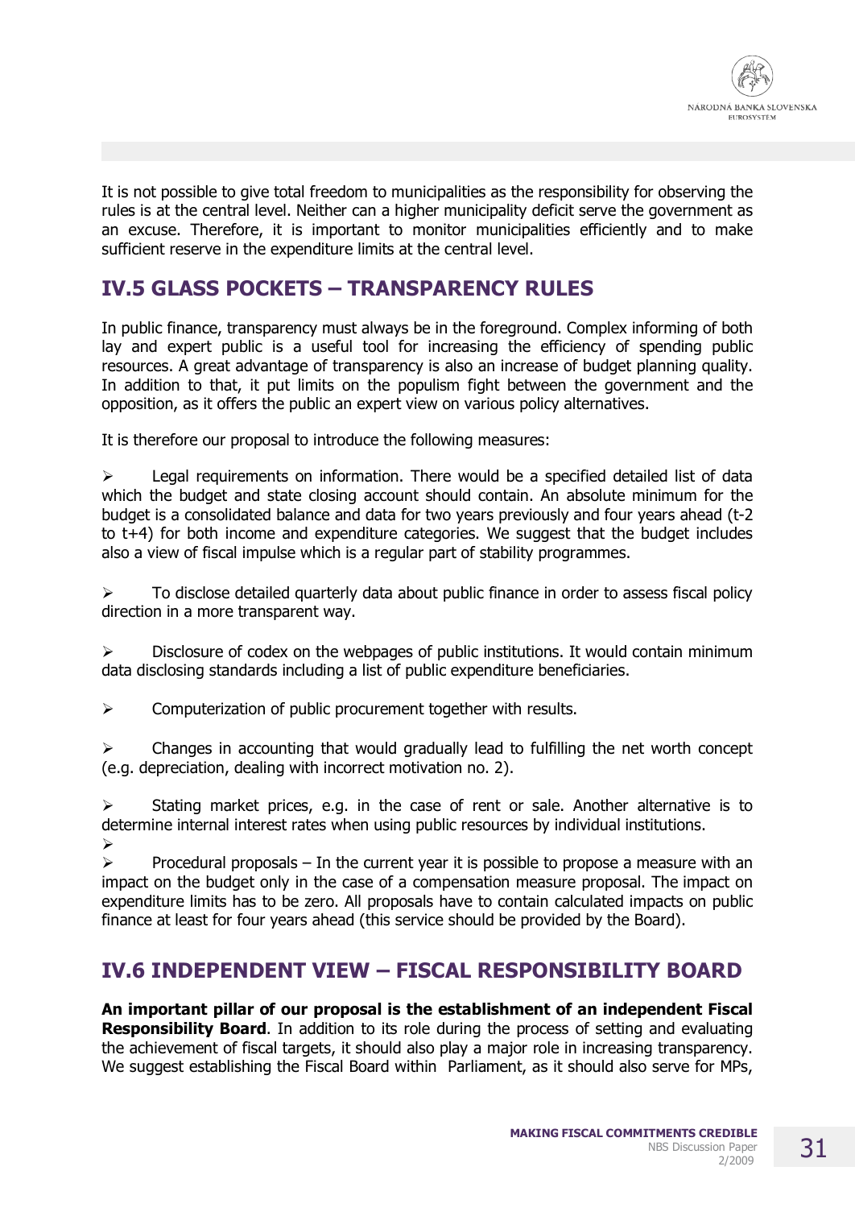It is not possible to give total freedom to municipalities as the responsibility for observing the rules is at the central level. Neither can a higher municipality deficit serve the government as an excuse. Therefore, it is important to monitor municipalities efficiently and to make sufficient reserve in the expenditure limits at the central level.

## IV.5 GLASS POCKETS – TRANSPARENCY RULES

In public finance, transparency must always be in the foreground. Complex informing of both lay and expert public is a useful tool for increasing the efficiency of spending public resources. A great advantage of transparency is also an increase of budget planning quality. In addition to that, it put limits on the populism fight between the government and the opposition, as it offers the public an expert view on various policy alternatives.

It is therefore our proposal to introduce the following measures:

- Legal requirements on information. There would be a specified detailed list of data which the budget and state closing account should contain. An absolute minimum for the budget is a consolidated balance and data for two years previously and four years ahead (t-2 to t+4) for both income and expenditure categories. We suggest that the budget includes also a view of fiscal impulse which is a regular part of stability programmes.

- To disclose detailed quarterly data about public finance in order to assess fiscal policy direction in a more transparent way.

- Disclosure of codex on the webpages of public institutions. It would contain minimum data disclosing standards including a list of public expenditure beneficiaries.

- Computerization of public procurement together with results.

- Changes in accounting that would gradually lead to fulfilling the net worth concept (e.g. depreciation, dealing with incorrect motivation no. 2).

- Stating market prices, e.g. in the case of rent or sale. Another alternative is to determine internal interest rates when using public resources by individual institutions.

- Procedural proposals – In the current year it is possible to propose a measure with an impact on the budget only in the case of a compensation measure proposal. The impact on expenditure limits has to be zero. All proposals have to contain calculated impacts on public finance at least for four years ahead (this service should be provided by the Board).

## IV.6 INDEPENDENT VIEW – FISCAL RESPONSIBILITY BOARD

**An important pillar of our proposal is the establishment of an independent Fiscal Responsibility Board**. In addition to its role during the process of setting and evaluating the achievement of fiscal targets, it should also play a major role in increasing transparency. We suggest establishing the Fiscal Board within Parliament, as it should also serve for MPs,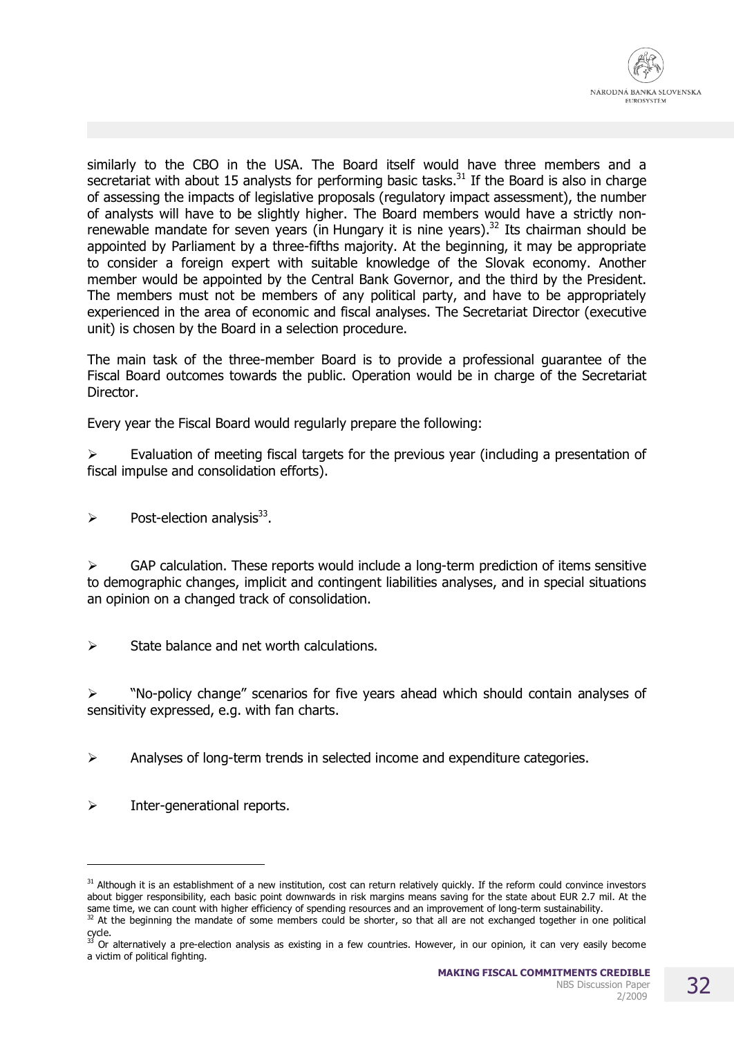similarly to the CBO in the USA. The Board itself would have three members and a secretariat with about 15 analysts for performing basic tasks.[31] If the Board is also in charge of assessing the impacts of legislative proposals (regulatory impact assessment), the number of analysts will have to be slightly higher. The Board members would have a strictly non-renewable mandate for seven years (in Hungary it is nine years).[32] Its chairman should be appointed by Parliament by a three-fifths majority. At the beginning, it may be appropriate to consider a foreign expert with suitable knowledge of the Slovak economy. Another member would be appointed by the Central Bank Governor, and the third by the President. The members must not be members of any political party, and have to be appropriately experienced in the area of economic and fiscal analyses. The Secretariat Director (executive unit) is chosen by the Board in a selection procedure.

The main task of the three-member Board is to provide a professional guarantee of the Fiscal Board outcomes towards the public. Operation would be in charge of the Secretariat Director.

Every year the Fiscal Board would regularly prepare the following:

- Evaluation of meeting fiscal targets for the previous year (including a presentation of fiscal impulse and consolidation efforts).
- Post-election analysis[33].
- GAP calculation. These reports would include a long-term prediction of items sensitive to demographic changes, implicit and contingent liabilities analyses, and in special situations an opinion on a changed track of consolidation.
- State balance and net worth calculations.
- "No-policy change" scenarios for five years ahead which should contain analyses of sensitivity expressed, e.g. with fan charts.
- Analyses of long-term trends in selected income and expenditure categories.
- Inter-generational reports.

---

[31] Although it is an establishment of a new institution, cost can return relatively quickly. If the reform could convince investors about bigger responsibility, each basic point downwards in risk margins means saving for the state about EUR 2.7 mil. At the same time, we can count with higher efficiency of spending resources and an improvement of long-term sustainability.

[32] At the beginning the mandate of some members could be shorter, so that all are not exchanged together in one political cycle.

[33] Or alternatively a pre-election analysis as existing in a few countries. However, in our opinion, it can very easily become a victim of political fighting.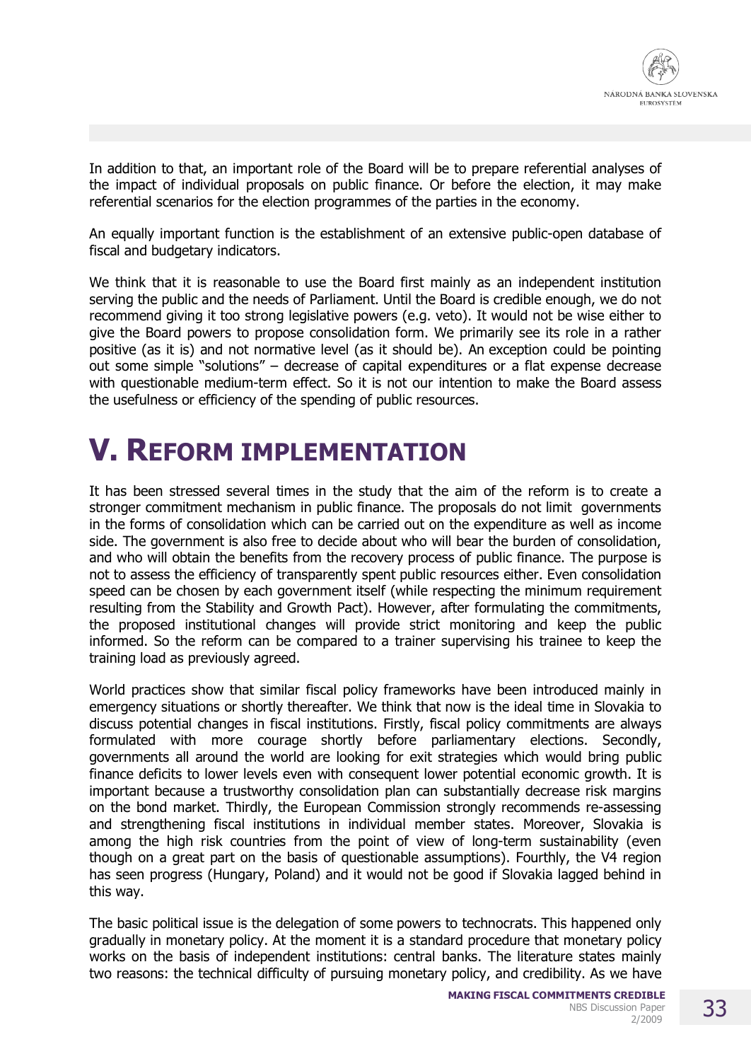In addition to that, an important role of the Board will be to prepare referential analyses of the impact of individual proposals on public finance. Or before the election, it may make referential scenarios for the election programmes of the parties in the economy.

An equally important function is the establishment of an extensive public-open database of fiscal and budgetary indicators.

We think that it is reasonable to use the Board first mainly as an independent institution serving the public and the needs of Parliament. Until the Board is credible enough, we do not recommend giving it too strong legislative powers (e.g. veto). It would not be wise either to give the Board powers to propose consolidation form. We primarily see its role in a rather positive (as it is) and not normative level (as it should be). An exception could be pointing out some simple "solutions" – decrease of capital expenditures or a flat expense decrease with questionable medium-term effect. So it is not our intention to make the Board assess the usefulness or efficiency of the spending of public resources.

# V. Reform implementation

It has been stressed several times in the study that the aim of the reform is to create a stronger commitment mechanism in public finance. The proposals do not limit governments in the forms of consolidation which can be carried out on the expenditure as well as income side. The government is also free to decide about who will bear the burden of consolidation, and who will obtain the benefits from the recovery process of public finance. The purpose is not to assess the efficiency of transparently spent public resources either. Even consolidation speed can be chosen by each government itself (while respecting the minimum requirement resulting from the Stability and Growth Pact). However, after formulating the commitments, the proposed institutional changes will provide strict monitoring and keep the public informed. So the reform can be compared to a trainer supervising his trainee to keep the training load as previously agreed.

World practices show that similar fiscal policy frameworks have been introduced mainly in emergency situations or shortly thereafter. We think that now is the ideal time in Slovakia to discuss potential changes in fiscal institutions. Firstly, fiscal policy commitments are always formulated with more courage shortly before parliamentary elections. Secondly, governments all around the world are looking for exit strategies which would bring public finance deficits to lower levels even with consequent lower potential economic growth. It is important because a trustworthy consolidation plan can substantially decrease risk margins on the bond market. Thirdly, the European Commission strongly recommends re-assessing and strengthening fiscal institutions in individual member states. Moreover, Slovakia is among the high risk countries from the point of view of long-term sustainability (even though on a great part on the basis of questionable assumptions). Fourthly, the V4 region has seen progress (Hungary, Poland) and it would not be good if Slovakia lagged behind in this way.

The basic political issue is the delegation of some powers to technocrats. This happened only gradually in monetary policy. At the moment it is a standard procedure that monetary policy works on the basis of independent institutions: central banks. The literature states mainly two reasons: the technical difficulty of pursuing monetary policy, and credibility. As we have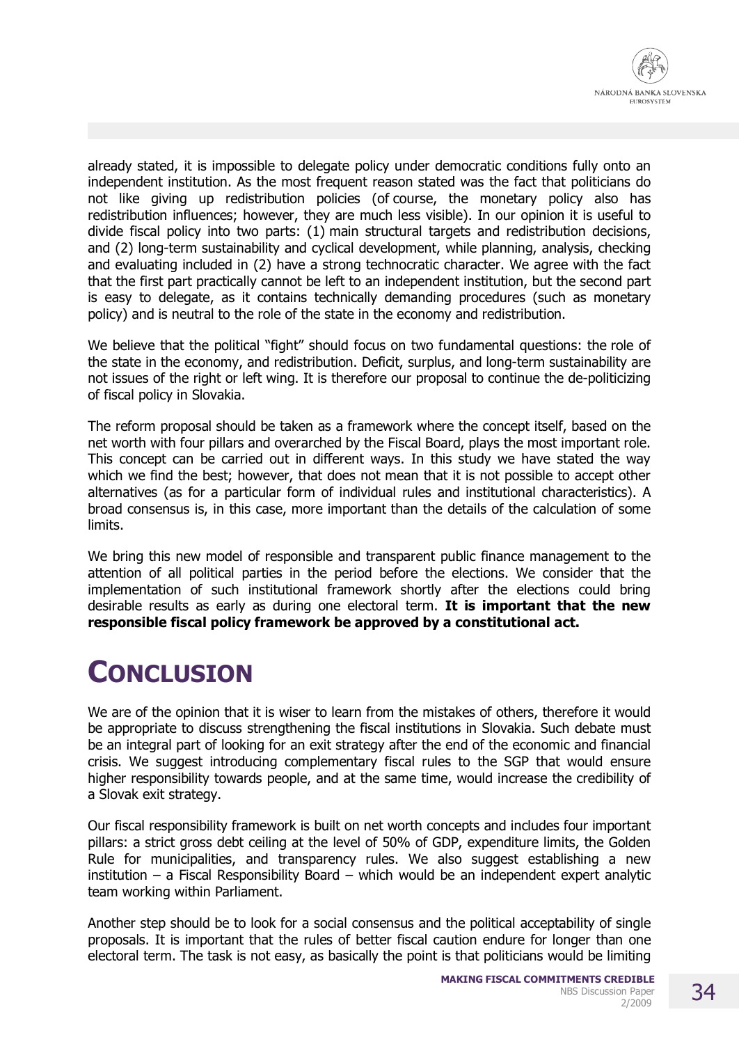already stated, it is impossible to delegate policy under democratic conditions fully onto an independent institution. As the most frequent reason stated was the fact that politicians do not like giving up redistribution policies (of course, the monetary policy also has redistribution influences; however, they are much less visible). In our opinion it is useful to divide fiscal policy into two parts: (1) main structural targets and redistribution decisions, and (2) long-term sustainability and cyclical development, while planning, analysis, checking and evaluating included in (2) have a strong technocratic character. We agree with the fact that the first part practically cannot be left to an independent institution, but the second part is easy to delegate, as it contains technically demanding procedures (such as monetary policy) and is neutral to the role of the state in the economy and redistribution.

We believe that the political "fight" should focus on two fundamental questions: the role of the state in the economy, and redistribution. Deficit, surplus, and long-term sustainability are not issues of the right or left wing. It is therefore our proposal to continue the de-politicizing of fiscal policy in Slovakia.

The reform proposal should be taken as a framework where the concept itself, based on the net worth with four pillars and overarched by the Fiscal Board, plays the most important role. This concept can be carried out in different ways. In this study we have stated the way which we find the best; however, that does not mean that it is not possible to accept other alternatives (as for a particular form of individual rules and institutional characteristics). A broad consensus is, in this case, more important than the details of the calculation of some limits.

We bring this new model of responsible and transparent public finance management to the attention of all political parties in the period before the elections. We consider that the implementation of such institutional framework shortly after the elections could bring desirable results as early as during one electoral term. **It is important that the new responsible fiscal policy framework be approved by a constitutional act.**

# CONCLUSION

We are of the opinion that it is wiser to learn from the mistakes of others, therefore it would be appropriate to discuss strengthening the fiscal institutions in Slovakia. Such debate must be an integral part of looking for an exit strategy after the end of the economic and financial crisis. We suggest introducing complementary fiscal rules to the SGP that would ensure higher responsibility towards people, and at the same time, would increase the credibility of a Slovak exit strategy.

Our fiscal responsibility framework is built on net worth concepts and includes four important pillars: a strict gross debt ceiling at the level of 50% of GDP, expenditure limits, the Golden Rule for municipalities, and transparency rules. We also suggest establishing a new institution – a Fiscal Responsibility Board – which would be an independent expert analytic team working within Parliament.

Another step should be to look for a social consensus and the political acceptability of single proposals. It is important that the rules of better fiscal caution endure for longer than one electoral term. The task is not easy, as basically the point is that politicians would be limiting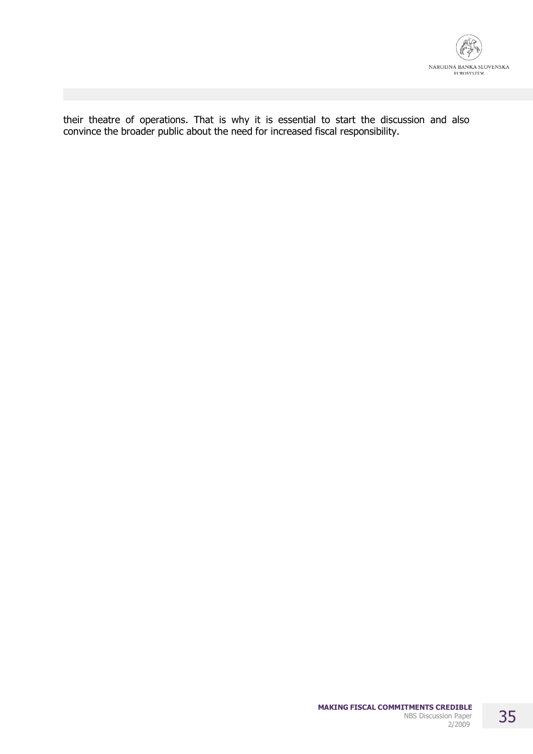their theatre of operations. That is why it is essential to start the discussion and also convince the broader public about the need for increased fiscal responsibility.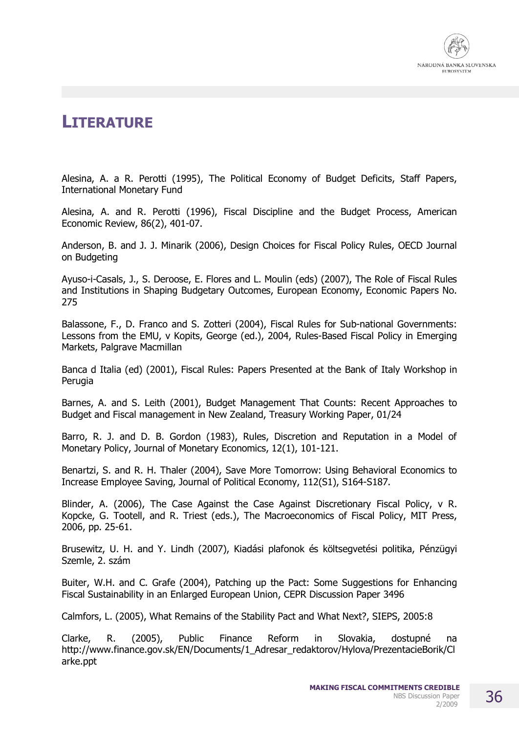# LITERATURE

Alesina, A. a R. Perotti (1995), The Political Economy of Budget Deficits, Staff Papers, International Monetary Fund

Alesina, A. and R. Perotti (1996), Fiscal Discipline and the Budget Process, American Economic Review, 86(2), 401-07.

Anderson, B. and J. J. Minarik (2006), Design Choices for Fiscal Policy Rules, OECD Journal on Budgeting

Ayuso-i-Casals, J., S. Deroose, E. Flores and L. Moulin (eds) (2007), The Role of Fiscal Rules and Institutions in Shaping Budgetary Outcomes, European Economy, Economic Papers No. 275

Balassone, F., D. Franco and S. Zotteri (2004), Fiscal Rules for Sub-national Governments: Lessons from the EMU, v Kopits, George (ed.), 2004, Rules-Based Fiscal Policy in Emerging Markets, Palgrave Macmillan

Banca d Italia (ed) (2001), Fiscal Rules: Papers Presented at the Bank of Italy Workshop in Perugia

Barnes, A. and S. Leith (2001), Budget Management That Counts: Recent Approaches to Budget and Fiscal management in New Zealand, Treasury Working Paper, 01/24

Barro, R. J. and D. B. Gordon (1983), Rules, Discretion and Reputation in a Model of Monetary Policy, Journal of Monetary Economics, 12(1), 101-121.

Benartzi, S. and R. H. Thaler (2004), Save More Tomorrow: Using Behavioral Economics to Increase Employee Saving, Journal of Political Economy, 112(S1), S164-S187.

Blinder, A. (2006), The Case Against the Case Against Discretionary Fiscal Policy, v R. Kopcke, G. Tootell, and R. Triest (eds.), The Macroeconomics of Fiscal Policy, MIT Press, 2006, pp. 25-61.

Brusewitz, U. H. and Y. Lindh (2007), Kiadási plafonok és költsegvetési politika, Pénzügyi Szemle, 2. szám

Buiter, W.H. and C. Grafe (2004), Patching up the Pact: Some Suggestions for Enhancing Fiscal Sustainability in an Enlarged European Union, CEPR Discussion Paper 3496

Calmfors, L. (2005), What Remains of the Stability Pact and What Next?, SIEPS, 2005:8

Clarke, R. (2005), Public Finance Reform in Slovakia, dostupné na http://www.finance.gov.sk/EN/Documents/1_Adresar_redaktorov/Hylova/PrezentacieBorik/Clarke.ppt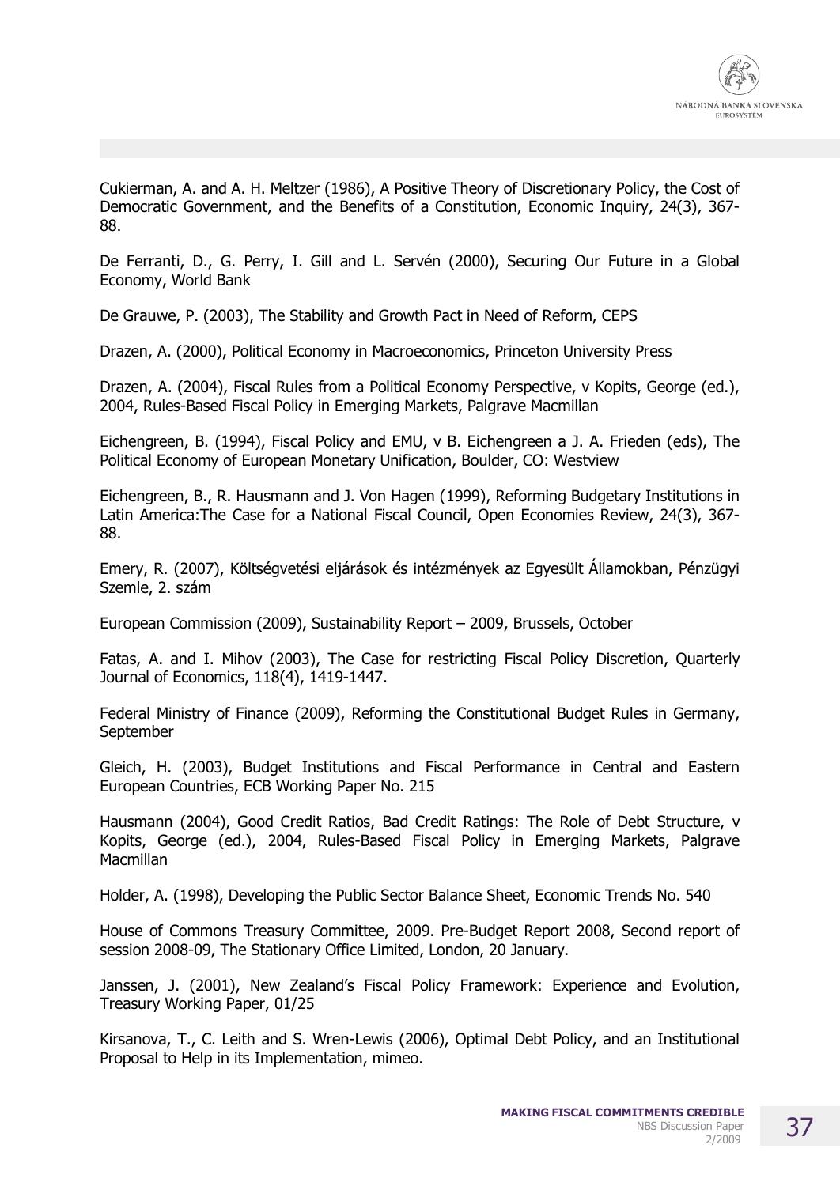Cukierman, A. and A. H. Meltzer (1986), A Positive Theory of Discretionary Policy, the Cost of Democratic Government, and the Benefits of a Constitution, Economic Inquiry, 24(3), 367-88.

De Ferranti, D., G. Perry, I. Gill and L. Servén (2000), Securing Our Future in a Global Economy, World Bank

De Grauwe, P. (2003), The Stability and Growth Pact in Need of Reform, CEPS

Drazen, A. (2000), Political Economy in Macroeconomics, Princeton University Press

Drazen, A. (2004), Fiscal Rules from a Political Economy Perspective, v Kopits, George (ed.), 2004, Rules-Based Fiscal Policy in Emerging Markets, Palgrave Macmillan

Eichengreen, B. (1994), Fiscal Policy and EMU, v B. Eichengreen a J. A. Frieden (eds), The Political Economy of European Monetary Unification, Boulder, CO: Westview

Eichengreen, B., R. Hausmann and J. Von Hagen (1999), Reforming Budgetary Institutions in Latin America:The Case for a National Fiscal Council, Open Economies Review, 24(3), 367-88.

Emery, R. (2007), Költségvetési eljárások és intézmények az Egyesült Államokban, Pénzügyi Szemle, 2. szám

European Commission (2009), Sustainability Report – 2009, Brussels, October

Fatas, A. and I. Mihov (2003), The Case for restricting Fiscal Policy Discretion, Quarterly Journal of Economics, 118(4), 1419-1447.

Federal Ministry of Finance (2009), Reforming the Constitutional Budget Rules in Germany, September

Gleich, H. (2003), Budget Institutions and Fiscal Performance in Central and Eastern European Countries, ECB Working Paper No. 215

Hausmann (2004), Good Credit Ratios, Bad Credit Ratings: The Role of Debt Structure, v Kopits, George (ed.), 2004, Rules-Based Fiscal Policy in Emerging Markets, Palgrave Macmillan

Holder, A. (1998), Developing the Public Sector Balance Sheet, Economic Trends No. 540

House of Commons Treasury Committee, 2009. Pre-Budget Report 2008, Second report of session 2008-09, The Stationary Office Limited, London, 20 January.

Janssen, J. (2001), New Zealand's Fiscal Policy Framework: Experience and Evolution, Treasury Working Paper, 01/25

Kirsanova, T., C. Leith and S. Wren-Lewis (2006), Optimal Debt Policy, and an Institutional Proposal to Help in its Implementation, mimeo.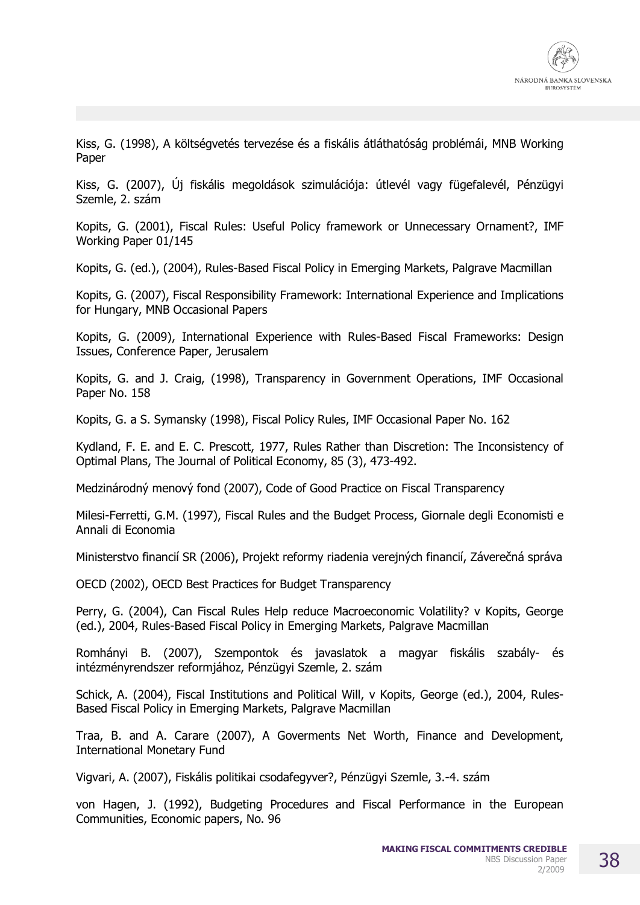Kiss, G. (1998), A költségvetés tervezése és a fiskális átláthatóság problémái, MNB Working Paper

Kiss, G. (2007), Új fiskális megoldások szimulációja: útlevél vagy fügefalevél, Pénzügyi Szemle, 2. szám

Kopits, G. (2001), Fiscal Rules: Useful Policy framework or Unnecessary Ornament?, IMF Working Paper 01/145

Kopits, G. (ed.), (2004), Rules-Based Fiscal Policy in Emerging Markets, Palgrave Macmillan

Kopits, G. (2007), Fiscal Responsibility Framework: International Experience and Implications for Hungary, MNB Occasional Papers

Kopits, G. (2009), International Experience with Rules-Based Fiscal Frameworks: Design Issues, Conference Paper, Jerusalem

Kopits, G. and J. Craig, (1998), Transparency in Government Operations, IMF Occasional Paper No. 158

Kopits, G. a S. Symansky (1998), Fiscal Policy Rules, IMF Occasional Paper No. 162

Kydland, F. E. and E. C. Prescott, 1977, Rules Rather than Discretion: The Inconsistency of Optimal Plans, The Journal of Political Economy, 85 (3), 473-492.

Medzinárodný menový fond (2007), Code of Good Practice on Fiscal Transparency

Milesi-Ferretti, G.M. (1997), Fiscal Rules and the Budget Process, Giornale degli Economisti e Annali di Economia

Ministerstvo financií SR (2006), Projekt reformy riadenia verejných financií, Záverečná správa

OECD (2002), OECD Best Practices for Budget Transparency

Perry, G. (2004), Can Fiscal Rules Help reduce Macroeconomic Volatility? v Kopits, George (ed.), 2004, Rules-Based Fiscal Policy in Emerging Markets, Palgrave Macmillan

Romhányi B. (2007), Szempontok és javaslatok a magyar fiskális szabály- és intézményrendszer reformjához, Pénzügyi Szemle, 2. szám

Schick, A. (2004), Fiscal Institutions and Political Will, v Kopits, George (ed.), 2004, Rules-Based Fiscal Policy in Emerging Markets, Palgrave Macmillan

Traa, B. and A. Carare (2007), A Goverments Net Worth, Finance and Development, International Monetary Fund

Vigvari, A. (2007), Fiskális politikai csodafegyver?, Pénzügyi Szemle, 3.-4. szám

von Hagen, J. (1992), Budgeting Procedures and Fiscal Performance in the European Communities, Economic papers, No. 96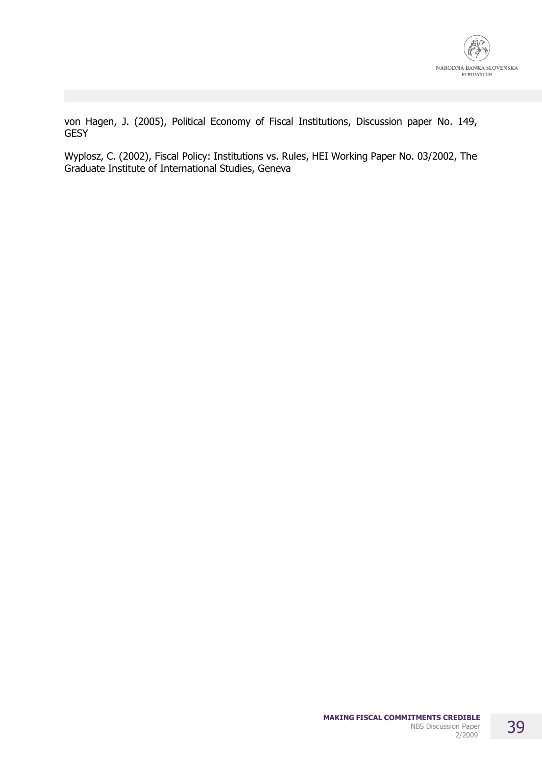von Hagen, J. (2005), Political Economy of Fiscal Institutions, Discussion paper No. 149, GESY

Wyplosz, C. (2002), Fiscal Policy: Institutions vs. Rules, HEI Working Paper No. 03/2002, The Graduate Institute of International Studies, Geneva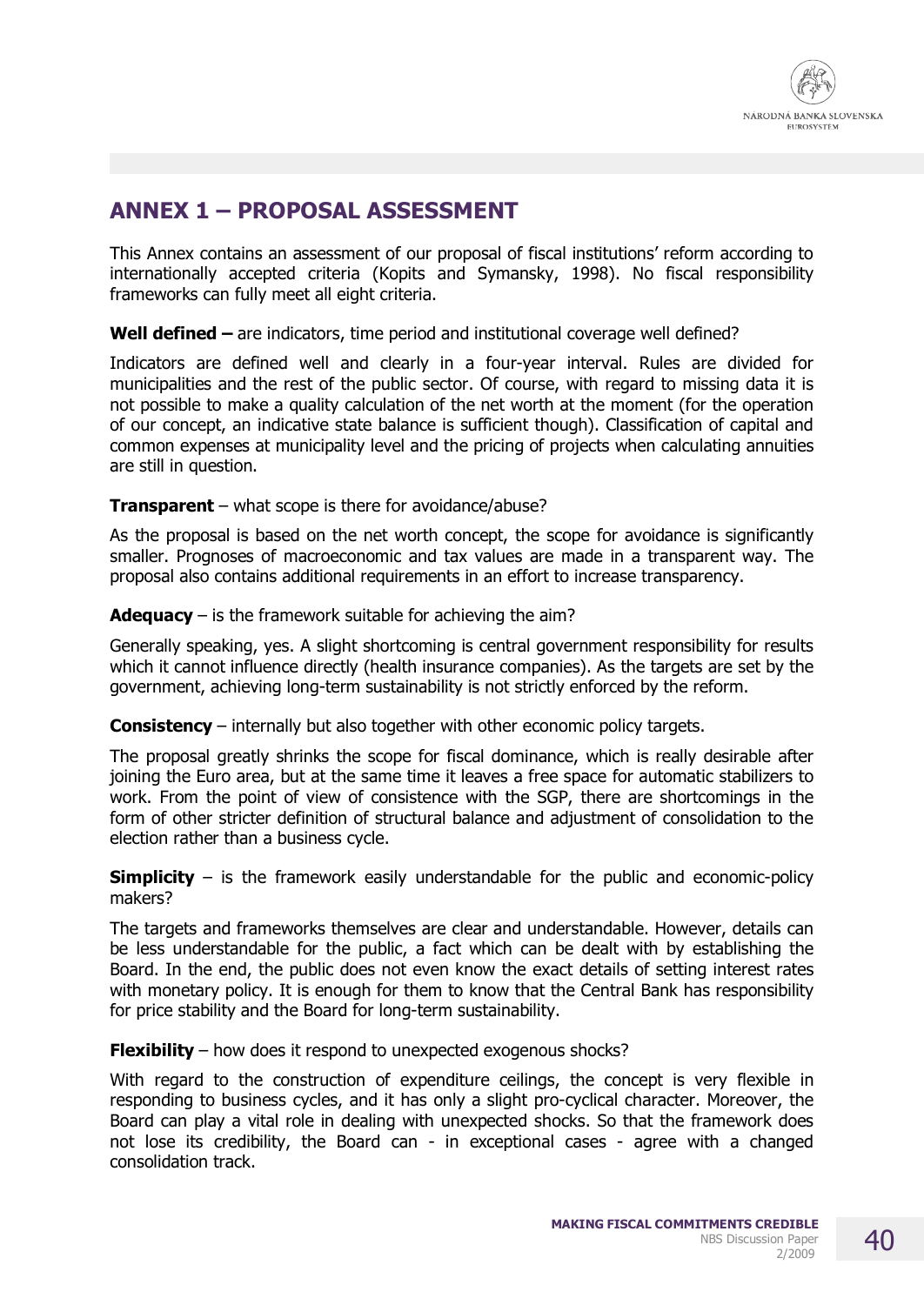# ANNEX 1 – PROPOSAL ASSESSMENT

This Annex contains an assessment of our proposal of fiscal institutions' reform according to internationally accepted criteria (Kopits and Symansky, 1998). No fiscal responsibility frameworks can fully meet all eight criteria.

**Well defined –** are indicators, time period and institutional coverage well defined?

Indicators are defined well and clearly in a four-year interval. Rules are divided for municipalities and the rest of the public sector. Of course, with regard to missing data it is not possible to make a quality calculation of the net worth at the moment (for the operation of our concept, an indicative state balance is sufficient though). Classification of capital and common expenses at municipality level and the pricing of projects when calculating annuities are still in question.

**Transparent** – what scope is there for avoidance/abuse?

As the proposal is based on the net worth concept, the scope for avoidance is significantly smaller. Prognoses of macroeconomic and tax values are made in a transparent way. The proposal also contains additional requirements in an effort to increase transparency.

**Adequacy** – is the framework suitable for achieving the aim?

Generally speaking, yes. A slight shortcoming is central government responsibility for results which it cannot influence directly (health insurance companies). As the targets are set by the government, achieving long-term sustainability is not strictly enforced by the reform.

**Consistency** – internally but also together with other economic policy targets.

The proposal greatly shrinks the scope for fiscal dominance, which is really desirable after joining the Euro area, but at the same time it leaves a free space for automatic stabilizers to work. From the point of view of consistence with the SGP, there are shortcomings in the form of other stricter definition of structural balance and adjustment of consolidation to the election rather than a business cycle.

**Simplicity** – is the framework easily understandable for the public and economic-policy makers?

The targets and frameworks themselves are clear and understandable. However, details can be less understandable for the public, a fact which can be dealt with by establishing the Board. In the end, the public does not even know the exact details of setting interest rates with monetary policy. It is enough for them to know that the Central Bank has responsibility for price stability and the Board for long-term sustainability.

**Flexibility** – how does it respond to unexpected exogenous shocks?

With regard to the construction of expenditure ceilings, the concept is very flexible in responding to business cycles, and it has only a slight pro-cyclical character. Moreover, the Board can play a vital role in dealing with unexpected shocks. So that the framework does not lose its credibility, the Board can - in exceptional cases - agree with a changed consolidation track.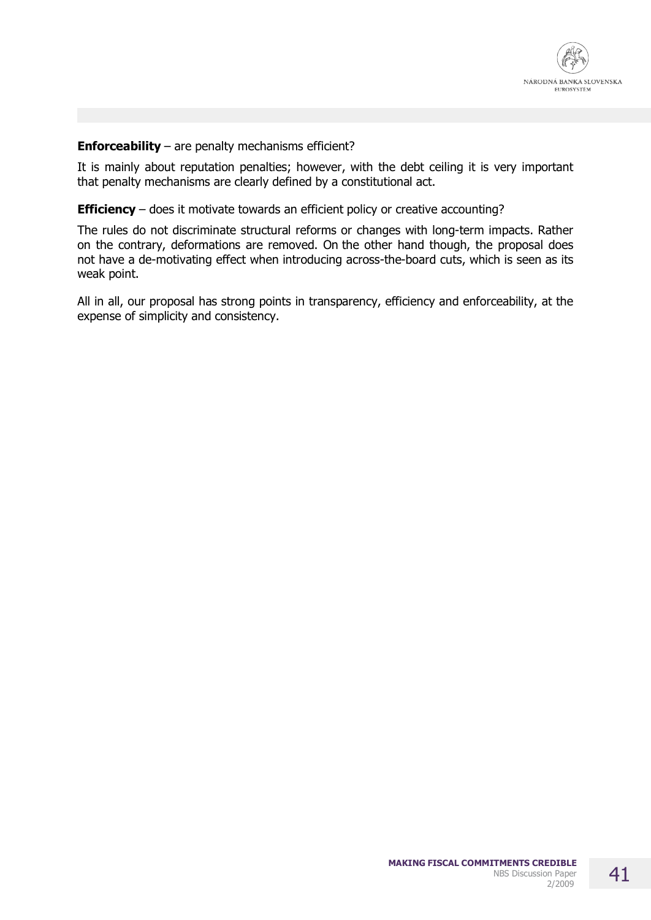**Enforceability** – are penalty mechanisms efficient?

It is mainly about reputation penalties; however, with the debt ceiling it is very important that penalty mechanisms are clearly defined by a constitutional act.

**Efficiency** – does it motivate towards an efficient policy or creative accounting?

The rules do not discriminate structural reforms or changes with long-term impacts. Rather on the contrary, deformations are removed. On the other hand though, the proposal does not have a de-motivating effect when introducing across-the-board cuts, which is seen as its weak point.

All in all, our proposal has strong points in transparency, efficiency and enforceability, at the expense of simplicity and consistency.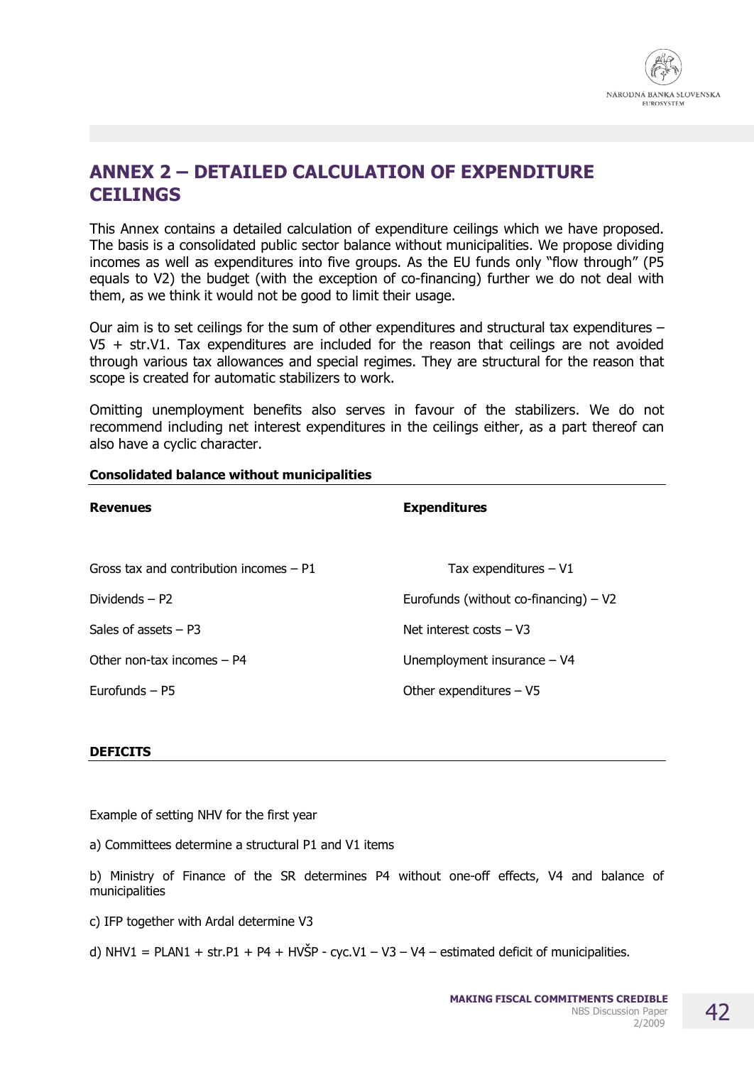# ANNEX 2 – DETAILED CALCULATION OF EXPENDITURE CEILINGS

This Annex contains a detailed calculation of expenditure ceilings which we have proposed. The basis is a consolidated public sector balance without municipalities. We propose dividing incomes as well as expenditures into five groups. As the EU funds only "flow through" (P5 equals to V2) the budget (with the exception of co-financing) further we do not deal with them, as we think it would not be good to limit their usage.

Our aim is to set ceilings for the sum of other expenditures and structural tax expenditures – V5 + str.V1. Tax expenditures are included for the reason that ceilings are not avoided through various tax allowances and special regimes. They are structural for the reason that scope is created for automatic stabilizers to work.

Omitting unemployment benefits also serves in favour of the stabilizers. We do not recommend including net interest expenditures in the ceilings either, as a part thereof can also have a cyclic character.

**Consolidated balance without municipalities**

| **Revenues** | **Expenditures** |
|---|---|
| Gross tax and contribution incomes – P1 | Tax expenditures – V1 |
| Dividends – P2 | Eurofunds (without co-financing) – V2 |
| Sales of assets – P3 | Net interest costs – V3 |
| Other non-tax incomes – P4 | Unemployment insurance – V4 |
| Eurofunds – P5 | Other expenditures – V5 |

**DEFICITS**

Example of setting NHV for the first year

a) Committees determine a structural P1 and V1 items

b) Ministry of Finance of the SR determines P4 without one-off effects, V4 and balance of municipalities

c) IFP together with Ardal determine V3

d) NHV1 = PLAN1 + str.P1 + P4 + HVŠP - cyc.V1 – V3 – V4 – estimated deficit of municipalities.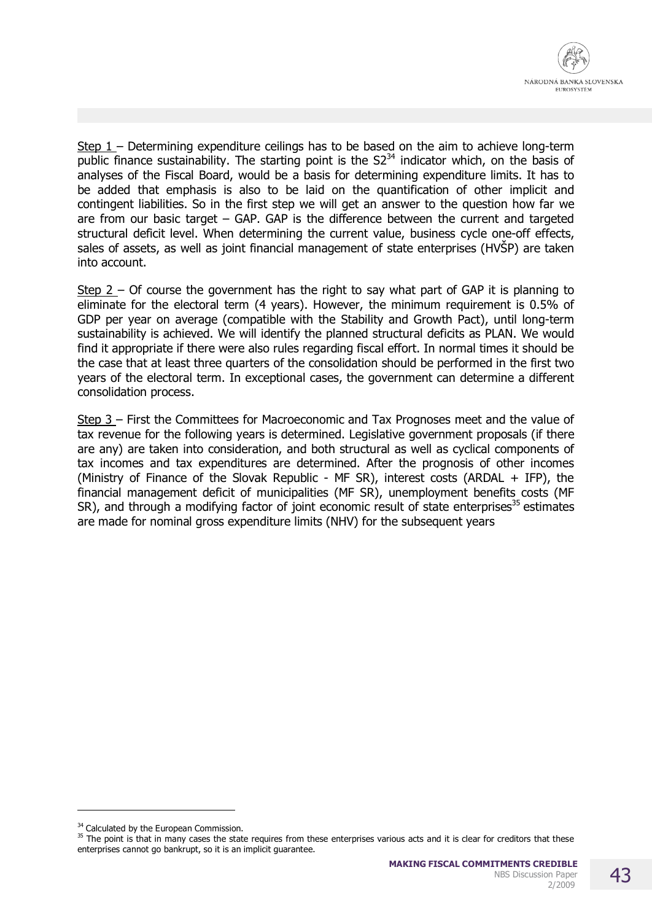Step 1 – Determining expenditure ceilings has to be based on the aim to achieve long-term public finance sustainability. The starting point is the S2[34] indicator which, on the basis of analyses of the Fiscal Board, would be a basis for determining expenditure limits. It has to be added that emphasis is also to be laid on the quantification of other implicit and contingent liabilities. So in the first step we will get an answer to the question how far we are from our basic target – GAP. GAP is the difference between the current and targeted structural deficit level. When determining the current value, business cycle one-off effects, sales of assets, as well as joint financial management of state enterprises (HVŠP) are taken into account.

Step 2 – Of course the government has the right to say what part of GAP it is planning to eliminate for the electoral term (4 years). However, the minimum requirement is 0.5% of GDP per year on average (compatible with the Stability and Growth Pact), until long-term sustainability is achieved. We will identify the planned structural deficits as PLAN. We would find it appropriate if there were also rules regarding fiscal effort. In normal times it should be the case that at least three quarters of the consolidation should be performed in the first two years of the electoral term. In exceptional cases, the government can determine a different consolidation process.

Step 3 – First the Committees for Macroeconomic and Tax Prognoses meet and the value of tax revenue for the following years is determined. Legislative government proposals (if there are any) are taken into consideration, and both structural as well as cyclical components of tax incomes and tax expenditures are determined. After the prognosis of other incomes (Ministry of Finance of the Slovak Republic - MF SR), interest costs (ARDAL + IFP), the financial management deficit of municipalities (MF SR), unemployment benefits costs (MF SR), and through a modifying factor of joint economic result of state enterprises[35] estimates are made for nominal gross expenditure limits (NHV) for the subsequent years

---

[34] Calculated by the European Commission.

[35] The point is that in many cases the state requires from these enterprises various acts and it is clear for creditors that these enterprises cannot go bankrupt, so it is an implicit guarantee.